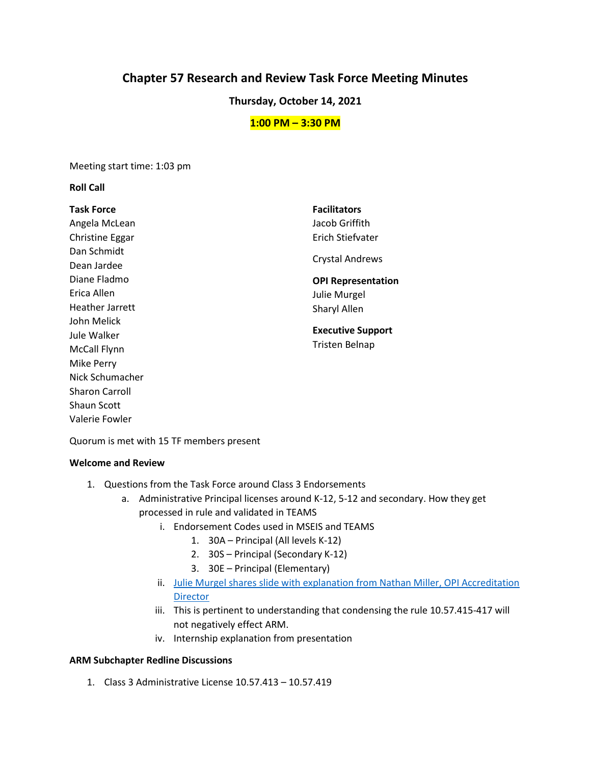# Chapter 57 Research and Review Task Force Meeting Minutes

**Thursday, October 14, 2021**

**1:00 PM – 3:30 PM**

Meeting start time: 1:03 pm

**Roll Call**

**Task Force**
Angela McLean
Christine Eggar
Dan Schmidt
Dean Jardee
Diane Fladmo
Erica Allen
Heather Jarrett
John Melick
Jule Walker
McCall Flynn
Mike Perry
Nick Schumacher
Sharon Carroll
Shaun Scott
Valerie Fowler

**Facilitators**
Jacob Griffith
Erich Stiefvater

Crystal Andrews

**OPI Representation**
Julie Murgel
Sharyl Allen

**Executive Support**
Tristen Belnap

Quorum is met with 15 TF members present

**Welcome and Review**

1. Questions from the Task Force around Class 3 Endorsements
    a. Administrative Principal licenses around K-12, 5-12 and secondary. How they get processed in rule and validated in TEAMS
        i. Endorsement Codes used in MSEIS and TEAMS
            1. 30A – Principal (All levels K-12)
            2. 30S – Principal (Secondary K-12)
            3. 30E – Principal (Elementary)
        ii. Julie Murgel shares slide with explanation from Nathan Miller, OPI Accreditation Director
        iii. This is pertinent to understanding that condensing the rule 10.57.415-417 will not negatively effect ARM.
        iv. Internship explanation from presentation

**ARM Subchapter Redline Discussions**

1. Class 3 Administrative License 10.57.413 – 10.57.419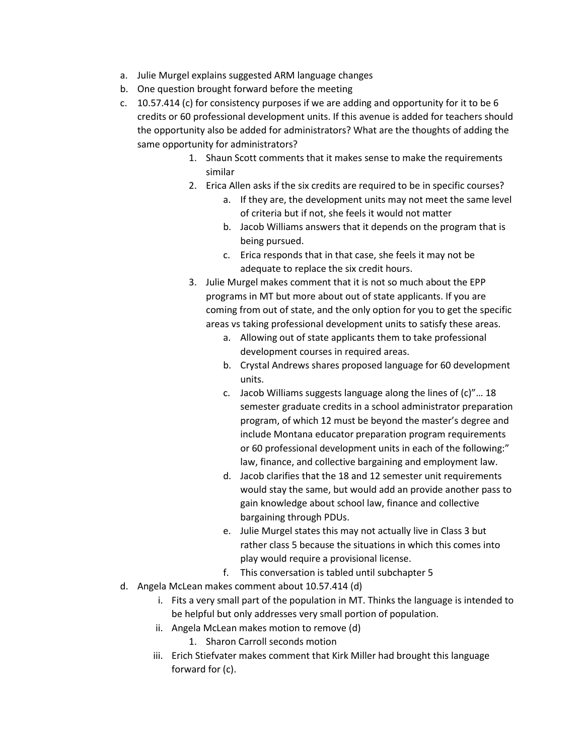a. Julie Murgel explains suggested ARM language changes
b. One question brought forward before the meeting
c. 10.57.414 (c) for consistency purposes if we are adding and opportunity for it to be 6 credits or 60 professional development units. If this avenue is added for teachers should the opportunity also be added for administrators? What are the thoughts of adding the same opportunity for administrators?
    1. Shaun Scott comments that it makes sense to make the requirements similar
    2. Erica Allen asks if the six credits are required to be in specific courses?
        a. If they are, the development units may not meet the same level of criteria but if not, she feels it would not matter
        b. Jacob Williams answers that it depends on the program that is being pursued.
        c. Erica responds that in that case, she feels it may not be adequate to replace the six credit hours.
    3. Julie Murgel makes comment that it is not so much about the EPP programs in MT but more about out of state applicants. If you are coming from out of state, and the only option for you to get the specific areas vs taking professional development units to satisfy these areas.
        a. Allowing out of state applicants them to take professional development courses in required areas.
        b. Crystal Andrews shares proposed language for 60 development units.
        c. Jacob Williams suggests language along the lines of (c)"… 18 semester graduate credits in a school administrator preparation program, of which 12 must be beyond the master's degree and include Montana educator preparation program requirements or 60 professional development units in each of the following:" law, finance, and collective bargaining and employment law.
        d. Jacob clarifies that the 18 and 12 semester unit requirements would stay the same, but would add an provide another pass to gain knowledge about school law, finance and collective bargaining through PDUs.
        e. Julie Murgel states this may not actually live in Class 3 but rather class 5 because the situations in which this comes into play would require a provisional license.
        f. This conversation is tabled until subchapter 5
d. Angela McLean makes comment about 10.57.414 (d)
    i. Fits a very small part of the population in MT. Thinks the language is intended to be helpful but only addresses very small portion of population.
    ii. Angela McLean makes motion to remove (d)
        1. Sharon Carroll seconds motion
    iii. Erich Stiefvater makes comment that Kirk Miller had brought this language forward for (c).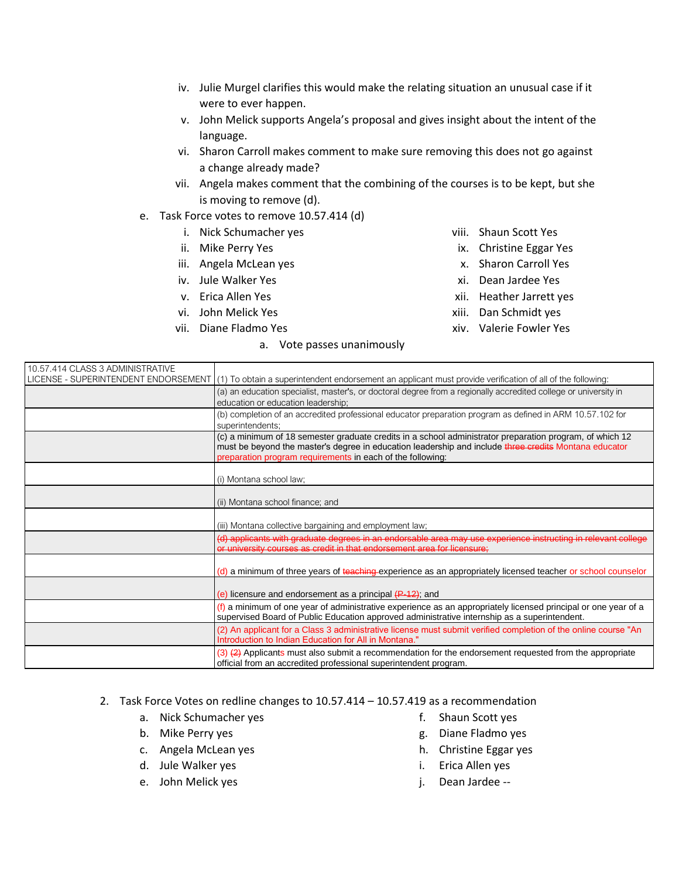iv. Julie Murgel clarifies this would make the relating situation an unusual case if it were to ever happen.
   v. John Melick supports Angela's proposal and gives insight about the intent of the language.
   vi. Sharon Carroll makes comment to make sure removing this does not go against a change already made?
   vii. Angela makes comment that the combining of the courses is to be kept, but she is moving to remove (d).

e. Task Force votes to remove 10.57.414 (d)
   i. Nick Schumacher yes
   ii. Mike Perry Yes
   iii. Angela McLean yes
   iv. Jule Walker Yes
   v. Erica Allen Yes
   vi. John Melick Yes
   vii. Diane Fladmo Yes
   viii. Shaun Scott Yes
   ix. Christine Eggar Yes
   x. Sharon Carroll Yes
   xi. Dean Jardee Yes
   xii. Heather Jarrett yes
   xiii. Dan Schmidt yes
   xiv. Valerie Fowler Yes
      a. Vote passes unanimously

| 10.57.414 CLASS 3 ADMINISTRATIVE LICENSE - SUPERINTENDENT ENDORSEMENT | (1) To obtain a superintendent endorsement an applicant must provide verification of all of the following: |
|---|---|
| | (a) an education specialist, master's, or doctoral degree from a regionally accredited college or university in education or education leadership; |
| | (b) completion of an accredited professional educator preparation program as defined in ARM 10.57.102 for superintendents; |
| | (c) a minimum of 18 semester graduate credits in a school administrator preparation program, of which 12 must be beyond the master's degree in education leadership and include ~~three credits~~ Montana educator preparation program requirements in each of the following: |
| | (i) Montana school law; |
| | (ii) Montana school finance; and |
| | (iii) Montana collective bargaining and employment law; |
| | ~~(d) applicants with graduate degrees in an endorsable area may use experience instructing in relevant college or university courses as credit in that endorsement area for licensure;~~ |
| | (d) a minimum of three years of ~~teaching~~ experience as an appropriately licensed teacher or school counselor |
| | (e) licensure and endorsement as a principal ~~(P-12)~~; and |
| | (f) a minimum of one year of administrative experience as an appropriately licensed principal or one year of a supervised Board of Public Education approved administrative internship as a superintendent. |
| | (2) An applicant for a Class 3 administrative license must submit verified completion of the online course "An Introduction to Indian Education for All in Montana." |
| | (3) ~~(2)~~ Applicants must also submit a recommendation for the endorsement requested from the appropriate official from an accredited professional superintendent program. |

2. Task Force Votes on redline changes to 10.57.414 – 10.57.419 as a recommendation
   a. Nick Schumacher yes
   b. Mike Perry yes
   c. Angela McLean yes
   d. Jule Walker yes
   e. John Melick yes
   f. Shaun Scott yes
   g. Diane Fladmo yes
   h. Christine Eggar yes
   i. Erica Allen yes
   j. Dean Jardee --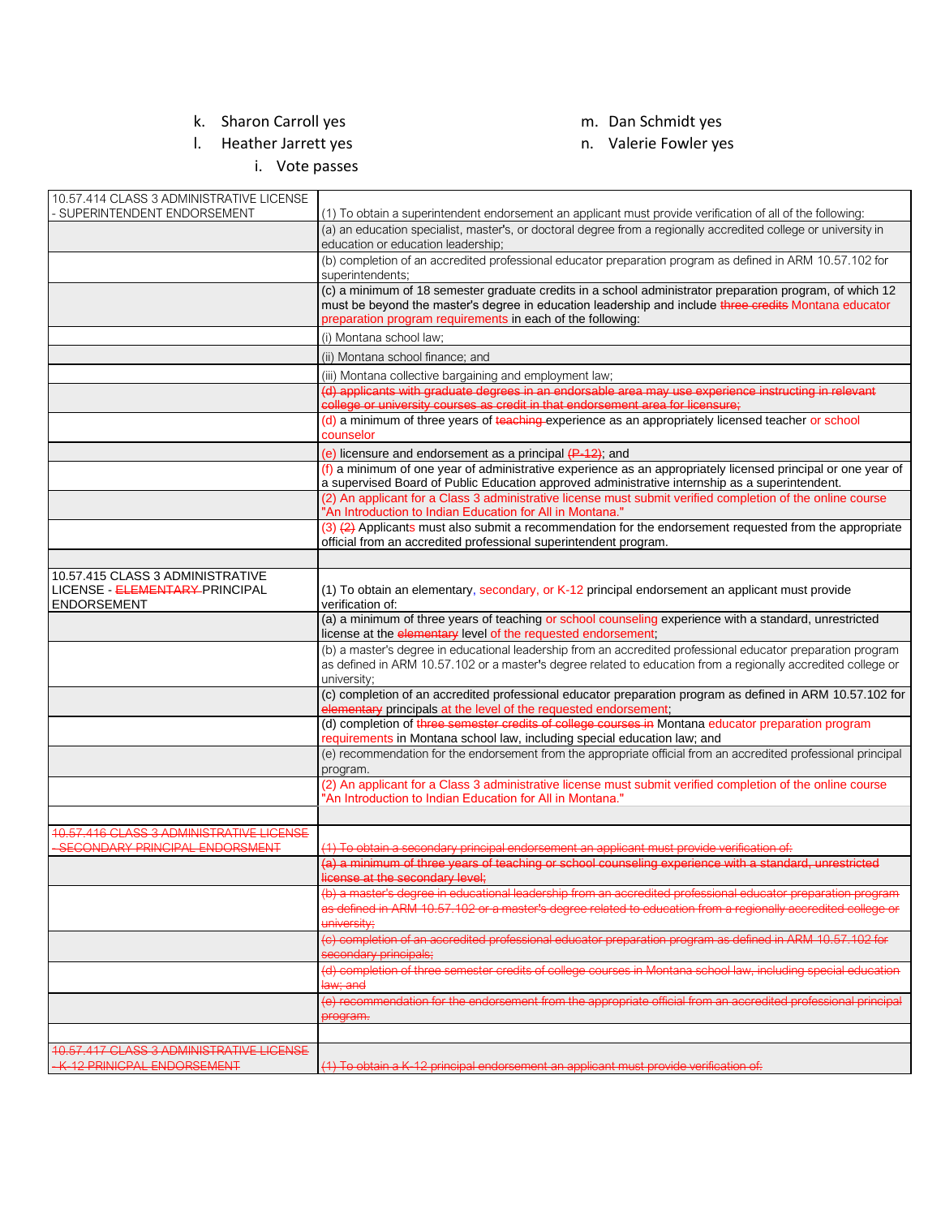k. Sharon Carroll yes

l. Heather Jarrett yes

m. Dan Schmidt yes

n. Valerie Fowler yes

i. Vote passes

| | |
|---|---|
| 10.57.414 CLASS 3 ADMINISTRATIVE LICENSE - SUPERINTENDENT ENDORSEMENT | (1) To obtain a superintendent endorsement an applicant must provide verification of all of the following: |
| | (a) an education specialist, master's, or doctoral degree from a regionally accredited college or university in education or education leadership; |
| | (b) completion of an accredited professional educator preparation program as defined in ARM 10.57.102 for superintendents; |
| | (c) a minimum of 18 semester graduate credits in a school administrator preparation program, of which 12 must be beyond the master's degree in education leadership and include ~~three credits~~ Montana educator preparation program requirements in each of the following: |
| | (i) Montana school law; |
| | (ii) Montana school finance; and |
| | (iii) Montana collective bargaining and employment law; |
| | ~~(d) applicants with graduate degrees in an endorsable area may use experience instructing in relevant college or university courses as credit in that endorsement area for licensure;~~ |
| | (d) a minimum of three years of ~~teaching~~ experience as an appropriately licensed teacher or school counselor |
| | (e) licensure and endorsement as a principal ~~(P-12)~~; and |
| | (f) a minimum of one year of administrative experience as an appropriately licensed principal or one year of a supervised Board of Public Education approved administrative internship as a superintendent. |
| | (2) An applicant for a Class 3 administrative license must submit verified completion of the online course "An Introduction to Indian Education for All in Montana." |
| | (3) ~~(2)~~ Applicants must also submit a recommendation for the endorsement requested from the appropriate official from an accredited professional superintendent program. |
| | |
| 10.57.415 CLASS 3 ADMINISTRATIVE LICENSE - ~~ELEMENTARY~~ PRINCIPAL ENDORSEMENT | (1) To obtain an elementary, secondary, or K-12 principal endorsement an applicant must provide verification of: |
| | (a) a minimum of three years of teaching or school counseling experience with a standard, unrestricted license at the ~~elementary~~ level of the requested endorsement; |
| | (b) a master's degree in educational leadership from an accredited professional educator preparation program as defined in ARM 10.57.102 or a master's degree related to education from a regionally accredited college or university; |
| | (c) completion of an accredited professional educator preparation program as defined in ARM 10.57.102 for ~~elementary~~ principals at the level of the requested endorsement; |
| | (d) completion of ~~three semester credits of college courses in~~ Montana educator preparation program requirements in Montana school law, including special education law; and |
| | (e) recommendation for the endorsement from the appropriate official from an accredited professional principal program. |
| | (2) An applicant for a Class 3 administrative license must submit verified completion of the online course "An Introduction to Indian Education for All in Montana." |
| | |
| ~~10.57.416 CLASS 3 ADMINISTRATIVE LICENSE - SECONDARY PRINCIPAL ENDORSMENT~~ | ~~(1) To obtain a secondary principal endorsement an applicant must provide verification of:~~ |
| | ~~(a) a minimum of three years of teaching or school counseling experience with a standard, unrestricted license at the secondary level;~~ |
| | ~~(b) a master's degree in educational leadership from an accredited professional educator preparation program as defined in ARM 10.57.102 or a master's degree related to education from a regionally accredited college or university;~~ |
| | ~~(c) completion of an accredited professional educator preparation program as defined in ARM 10.57.102 for secondary principals;~~ |
| | ~~(d) completion of three semester credits of college courses in Montana school law, including special education law; and~~ |
| | ~~(e) recommendation for the endorsement from the appropriate official from an accredited professional principal program.~~ |
| | |
| ~~10.57.417 CLASS 3 ADMINISTRATIVE LICENSE - K-12 PRINICPAL ENDORSEMENT~~ | ~~(1) To obtain a K-12 principal endorsement an applicant must provide verification of:~~ |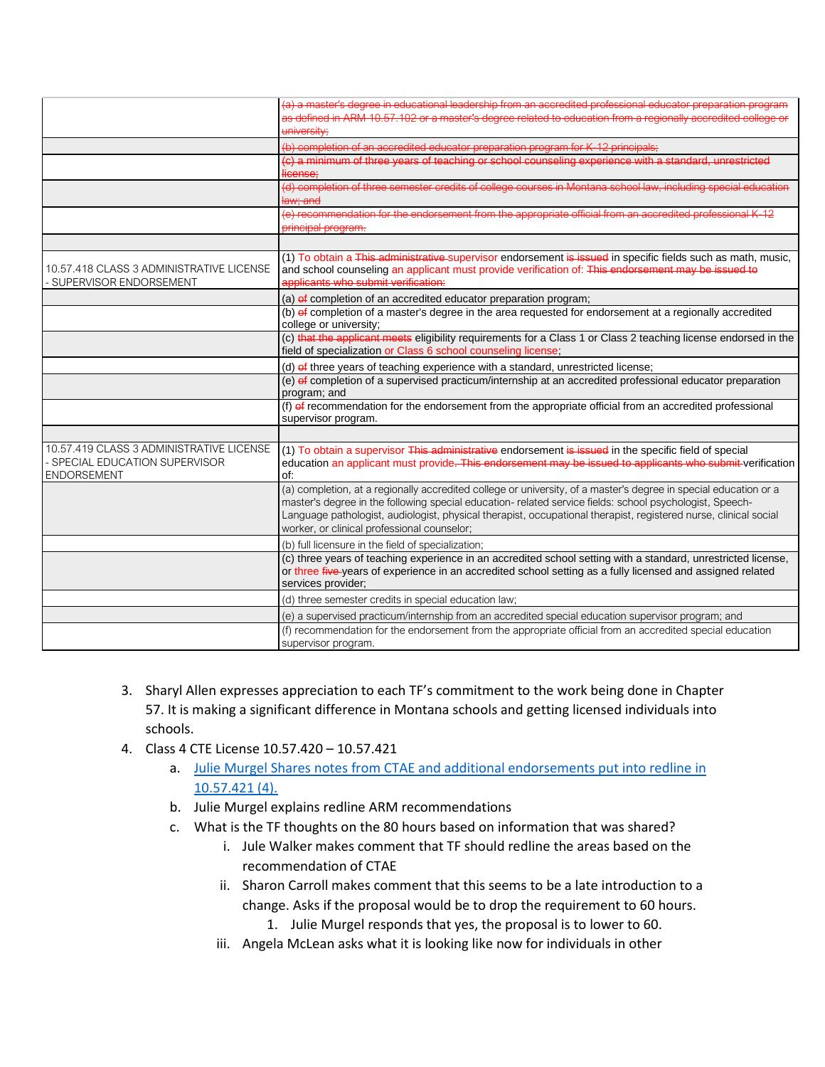| | |
|---|---|
| | ~~(a) a master's degree in educational leadership from an accredited professional educator preparation program as defined in ARM 10.57.102 or a master's degree related to education from a regionally accredited college or university;~~ |
| | ~~(b) completion of an accredited educator preparation program for K-12 principals;~~ |
| | ~~(c) a minimum of three years of teaching or school counseling experience with a standard, unrestricted license;~~ |
| | ~~(d) completion of three semester credits of college courses in Montana school law, including special education law; and~~ |
| | ~~(e) recommendation for the endorsement from the appropriate official from an accredited professional K-12 principal program.~~ |
| | |
| 10.57.418 CLASS 3 ADMINISTRATIVE LICENSE - SUPERVISOR ENDORSEMENT | (1) To obtain a ~~This administrative~~ supervisor endorsement ~~is issued~~ in specific fields such as math, music, and school counseling an applicant must provide verification of: ~~This endorsement may be issued to applicants who submit verification:~~ |
| | (a) ~~of~~ completion of an accredited educator preparation program; |
| | (b) ~~of~~ completion of a master's degree in the area requested for endorsement at a regionally accredited college or university; |
| | (c) ~~that the applicant meets~~ eligibility requirements for a Class 1 or Class 2 teaching license endorsed in the field of specialization or Class 6 school counseling license; |
| | (d) ~~of~~ three years of teaching experience with a standard, unrestricted license; |
| | (e) ~~of~~ completion of a supervised practicum/internship at an accredited professional educator preparation program; and |
| | (f) ~~of~~ recommendation for the endorsement from the appropriate official from an accredited professional supervisor program. |
| | |
| 10.57.419 CLASS 3 ADMINISTRATIVE LICENSE - SPECIAL EDUCATION SUPERVISOR ENDORSEMENT | (1) To obtain a supervisor ~~This administrative~~ endorsement ~~is issued~~ in the specific field of special education an applicant must provide~~. This endorsement may be issued to applicants who submit~~ verification of: |
| | (a) completion, at a regionally accredited college or university, of a master's degree in special education or a master's degree in the following special education- related service fields: school psychologist, Speech-Language pathologist, audiologist, physical therapist, occupational therapist, registered nurse, clinical social worker, or clinical professional counselor; |
| | (b) full licensure in the field of specialization; |
| | (c) three years of teaching experience in an accredited school setting with a standard, unrestricted license, or three ~~five~~ years of experience in an accredited school setting as a fully licensed and assigned related services provider; |
| | (d) three semester credits in special education law; |
| | (e) a supervised practicum/internship from an accredited special education supervisor program; and |
| | (f) recommendation for the endorsement from the appropriate official from an accredited special education supervisor program. |

3. Sharyl Allen expresses appreciation to each TF's commitment to the work being done in Chapter 57. It is making a significant difference in Montana schools and getting licensed individuals into schools.
4. Class 4 CTE License 10.57.420 – 10.57.421
    a. Julie Murgel Shares notes from CTAE and additional endorsements put into redline in 10.57.421 (4).
    b. Julie Murgel explains redline ARM recommendations
    c. What is the TF thoughts on the 80 hours based on information that was shared?
        i. Jule Walker makes comment that TF should redline the areas based on the recommendation of CTAE
        ii. Sharon Carroll makes comment that this seems to be a late introduction to a change. Asks if the proposal would be to drop the requirement to 60 hours.
            1. Julie Murgel responds that yes, the proposal is to lower to 60.
        iii. Angela McLean asks what it is looking like now for individuals in other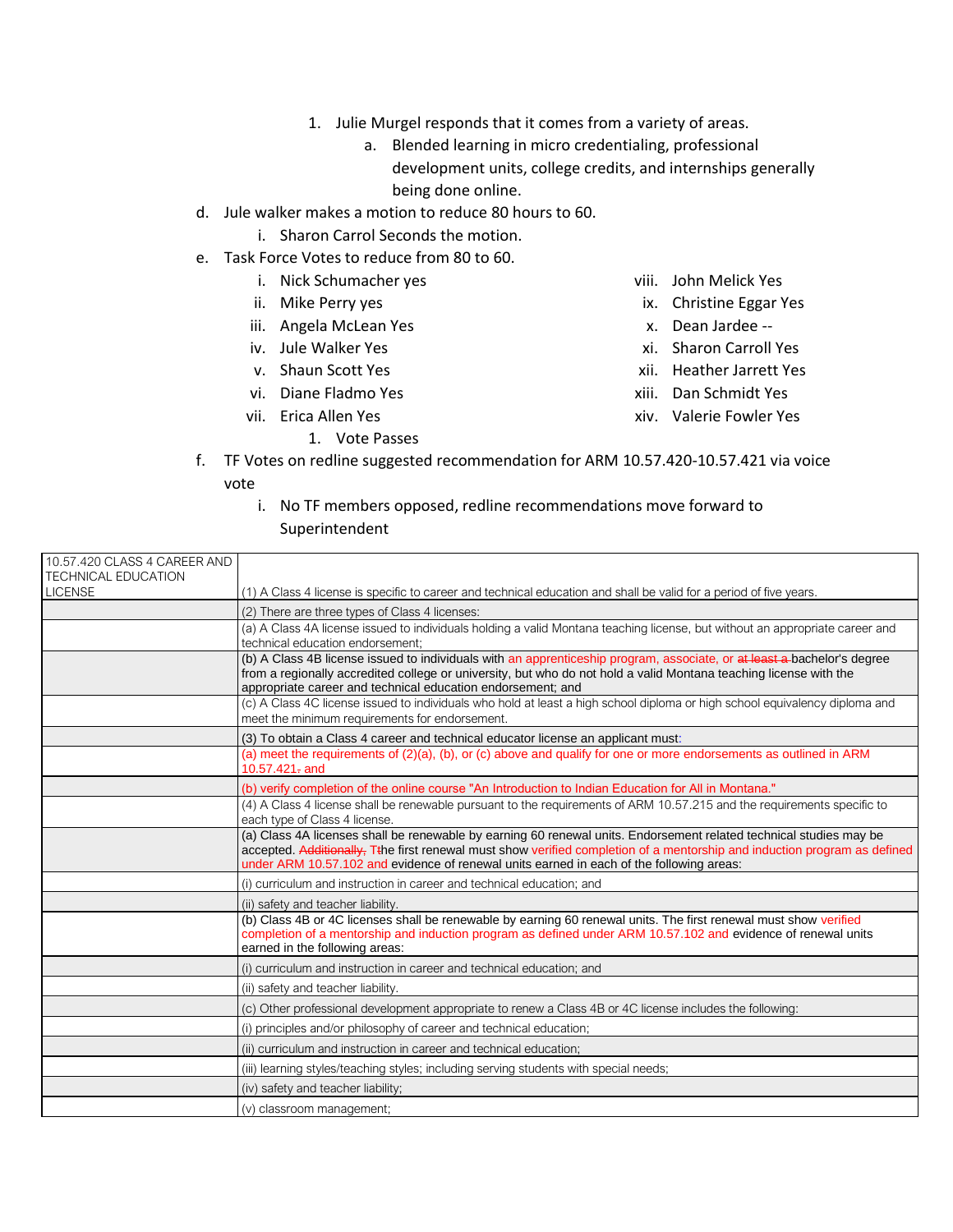1. Julie Murgel responds that it comes from a variety of areas.
    a. Blended learning in micro credentialing, professional development units, college credits, and internships generally being done online.

d. Jule walker makes a motion to reduce 80 hours to 60.
    i. Sharon Carrol Seconds the motion.

e. Task Force Votes to reduce from 80 to 60.
    i. Nick Schumacher yes
    ii. Mike Perry yes
    iii. Angela McLean Yes
    iv. Jule Walker Yes
    v. Shaun Scott Yes
    vi. Diane Fladmo Yes
    vii. Erica Allen Yes
    viii. John Melick Yes
    ix. Christine Eggar Yes
    x. Dean Jardee --
    xi. Sharon Carroll Yes
    xii. Heather Jarrett Yes
    xiii. Dan Schmidt Yes
    xiv. Valerie Fowler Yes
        1. Vote Passes

f. TF Votes on redline suggested recommendation for ARM 10.57.420-10.57.421 via voice vote
    i. No TF members opposed, redline recommendations move forward to Superintendent

| 10.57.420 CLASS 4 CAREER AND TECHNICAL EDUCATION LICENSE | (1) A Class 4 license is specific to career and technical education and shall be valid for a period of five years. |
|---|---|
| | (2) There are three types of Class 4 licenses: |
| | (a) A Class 4A license issued to individuals holding a valid Montana teaching license, but without an appropriate career and technical education endorsement; |
| | (b) A Class 4B license issued to individuals with an apprenticeship program, associate, or ~~at least a~~ bachelor's degree from a regionally accredited college or university, but who do not hold a valid Montana teaching license with the appropriate career and technical education endorsement; and |
| | (c) A Class 4C license issued to individuals who hold at least a high school diploma or high school equivalency diploma and meet the minimum requirements for endorsement. |
| | (3) To obtain a Class 4 career and technical educator license an applicant must: |
| | (a) meet the requirements of (2)(a), (b), or (c) above and qualify for one or more endorsements as outlined in ARM 10.57.421~~.~~ and |
| | (b) verify completion of the online course "An Introduction to Indian Education for All in Montana." |
| | (4) A Class 4 license shall be renewable pursuant to the requirements of ARM 10.57.215 and the requirements specific to each type of Class 4 license. |
| | (a) Class 4A licenses shall be renewable by earning 60 renewal units. Endorsement related technical studies may be accepted. ~~Additionally, T~~the first renewal must show verified completion of a mentorship and induction program as defined under ARM 10.57.102 and evidence of renewal units earned in each of the following areas: |
| | (i) curriculum and instruction in career and technical education; and |
| | (ii) safety and teacher liability. |
| | (b) Class 4B or 4C licenses shall be renewable by earning 60 renewal units. The first renewal must show verified completion of a mentorship and induction program as defined under ARM 10.57.102 and evidence of renewal units earned in the following areas: |
| | (i) curriculum and instruction in career and technical education; and |
| | (ii) safety and teacher liability. |
| | (c) Other professional development appropriate to renew a Class 4B or 4C license includes the following: |
| | (i) principles and/or philosophy of career and technical education; |
| | (ii) curriculum and instruction in career and technical education; |
| | (iii) learning styles/teaching styles; including serving students with special needs; |
| | (iv) safety and teacher liability; |
| | (v) classroom management; |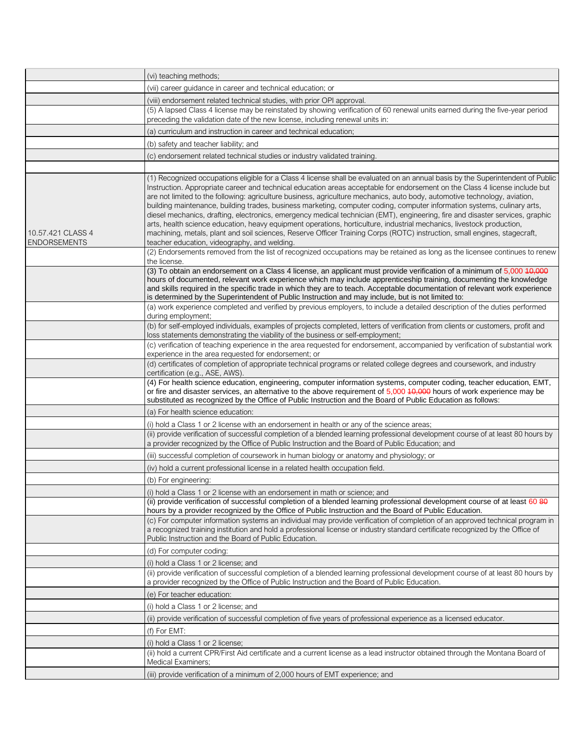| | |
|---|---|
| | (vi) teaching methods; |
| | (vii) career guidance in career and technical education; or |
| | (viii) endorsement related technical studies, with prior OPI approval. |
| | (5) A lapsed Class 4 license may be reinstated by showing verification of 60 renewal units earned during the five-year period preceding the validation date of the new license, including renewal units in: |
| | (a) curriculum and instruction in career and technical education; |
| | (b) safety and teacher liability; and |
| | (c) endorsement related technical studies or industry validated training. |
| | |
| 10.57.421 CLASS 4 ENDORSEMENTS | (1) Recognized occupations eligible for a Class 4 license shall be evaluated on an annual basis by the Superintendent of Public Instruction. Appropriate career and technical education areas acceptable for endorsement on the Class 4 license include but are not limited to the following: agriculture business, agriculture mechanics, auto body, automotive technology, aviation, building maintenance, building trades, business marketing, computer coding, computer information systems, culinary arts, diesel mechanics, drafting, electronics, emergency medical technician (EMT), engineering, fire and disaster services, graphic arts, health science education, heavy equipment operations, horticulture, industrial mechanics, livestock production, machining, metals, plant and soil sciences, Reserve Officer Training Corps (ROTC) instruction, small engines, stagecraft, teacher education, videography, and welding. |
| | (2) Endorsements removed from the list of recognized occupations may be retained as long as the licensee continues to renew the license. |
| | (3) To obtain an endorsement on a Class 4 license, an applicant must provide verification of a minimum of 5,000 ~~10,000~~ hours of documented, relevant work experience which may include apprenticeship training, documenting the knowledge and skills required in the specific trade in which they are to teach. Acceptable documentation of relevant work experience is determined by the Superintendent of Public Instruction and may include, but is not limited to: |
| | (a) work experience completed and verified by previous employers, to include a detailed description of the duties performed during employment; |
| | (b) for self-employed individuals, examples of projects completed, letters of verification from clients or customers, profit and loss statements demonstrating the viability of the business or self-employment; |
| | (c) verification of teaching experience in the area requested for endorsement, accompanied by verification of substantial work experience in the area requested for endorsement; or |
| | (d) certificates of completion of appropriate technical programs or related college degrees and coursework, and industry certification (e.g., ASE, AWS). |
| | (4) For health science education, engineering, computer information systems, computer coding, teacher education, EMT, or fire and disaster services, an alternative to the above requirement of 5,000 ~~10,000~~ hours of work experience may be substituted as recognized by the Office of Public Instruction and the Board of Public Education as follows: |
| | (a) For health science education: |
| | (i) hold a Class 1 or 2 license with an endorsement in health or any of the science areas; |
| | (ii) provide verification of successful completion of a blended learning professional development course of at least 80 hours by a provider recognized by the Office of Public Instruction and the Board of Public Education; and |
| | (iii) successful completion of coursework in human biology or anatomy and physiology; or |
| | (iv) hold a current professional license in a related health occupation field. |
| | (b) For engineering: |
| | (i) hold a Class 1 or 2 license with an endorsement in math or science; and |
| | (ii) provide verification of successful completion of a blended learning professional development course of at least 60 ~~80~~ hours by a provider recognized by the Office of Public Instruction and the Board of Public Education. |
| | (c) For computer information systems an individual may provide verification of completion of an approved technical program in a recognized training institution and hold a professional license or industry standard certificate recognized by the Office of Public Instruction and the Board of Public Education. |
| | (d) For computer coding: |
| | (i) hold a Class 1 or 2 license; and |
| | (ii) provide verification of successful completion of a blended learning professional development course of at least 80 hours by a provider recognized by the Office of Public Instruction and the Board of Public Education. |
| | (e) For teacher education: |
| | (i) hold a Class 1 or 2 license; and |
| | (ii) provide verification of successful completion of five years of professional experience as a licensed educator. |
| | (f) For EMT: |
| | (i) hold a Class 1 or 2 license; |
| | (ii) hold a current CPR/First Aid certificate and a current license as a lead instructor obtained through the Montana Board of Medical Examiners; |
| | (iii) provide verification of a minimum of 2,000 hours of EMT experience; and |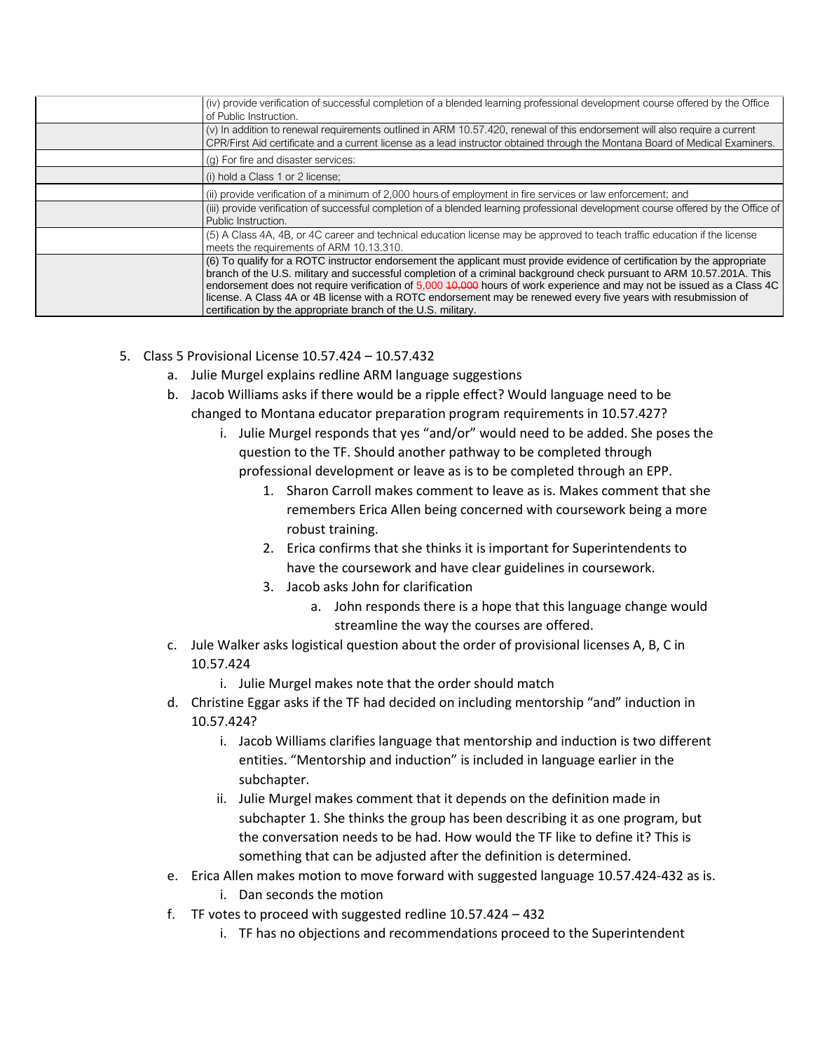| | |
|---|---|
| | (iv) provide verification of successful completion of a blended learning professional development course offered by the Office of Public Instruction. |
| | (v) In addition to renewal requirements outlined in ARM 10.57.420, renewal of this endorsement will also require a current CPR/First Aid certificate and a current license as a lead instructor obtained through the Montana Board of Medical Examiners. |
| | (g) For fire and disaster services: |
| | (i) hold a Class 1 or 2 license; |
| | (ii) provide verification of a minimum of 2,000 hours of employment in fire services or law enforcement; and |
| | (iii) provide verification of successful completion of a blended learning professional development course offered by the Office of Public Instruction. |
| | (5) A Class 4A, 4B, or 4C career and technical education license may be approved to teach traffic education if the license meets the requirements of ARM 10.13.310. |
| | (6) To qualify for a ROTC instructor endorsement the applicant must provide evidence of certification by the appropriate branch of the U.S. military and successful completion of a criminal background check pursuant to ARM 10.57.201A. This endorsement does not require verification of 5,000 ~~10,000~~ hours of work experience and may not be issued as a Class 4C license. A Class 4A or 4B license with a ROTC endorsement may be renewed every five years with resubmission of certification by the appropriate branch of the U.S. military. |

5. Class 5 Provisional License 10.57.424 – 10.57.432
   a. Julie Murgel explains redline ARM language suggestions
   b. Jacob Williams asks if there would be a ripple effect? Would language need to be changed to Montana educator preparation program requirements in 10.57.427?
      i. Julie Murgel responds that yes "and/or" would need to be added. She poses the question to the TF. Should another pathway to be completed through professional development or leave as is to be completed through an EPP.
         1. Sharon Carroll makes comment to leave as is. Makes comment that she remembers Erica Allen being concerned with coursework being a more robust training.
         2. Erica confirms that she thinks it is important for Superintendents to have the coursework and have clear guidelines in coursework.
         3. Jacob asks John for clarification
            a. John responds there is a hope that this language change would streamline the way the courses are offered.
   c. Jule Walker asks logistical question about the order of provisional licenses A, B, C in 10.57.424
      i. Julie Murgel makes note that the order should match
   d. Christine Eggar asks if the TF had decided on including mentorship "and" induction in 10.57.424?
      i. Jacob Williams clarifies language that mentorship and induction is two different entities. "Mentorship and induction" is included in language earlier in the subchapter.
      ii. Julie Murgel makes comment that it depends on the definition made in subchapter 1. She thinks the group has been describing it as one program, but the conversation needs to be had. How would the TF like to define it? This is something that can be adjusted after the definition is determined.
   e. Erica Allen makes motion to move forward with suggested language 10.57.424-432 as is.
      i. Dan seconds the motion
   f. TF votes to proceed with suggested redline 10.57.424 – 432
      i. TF has no objections and recommendations proceed to the Superintendent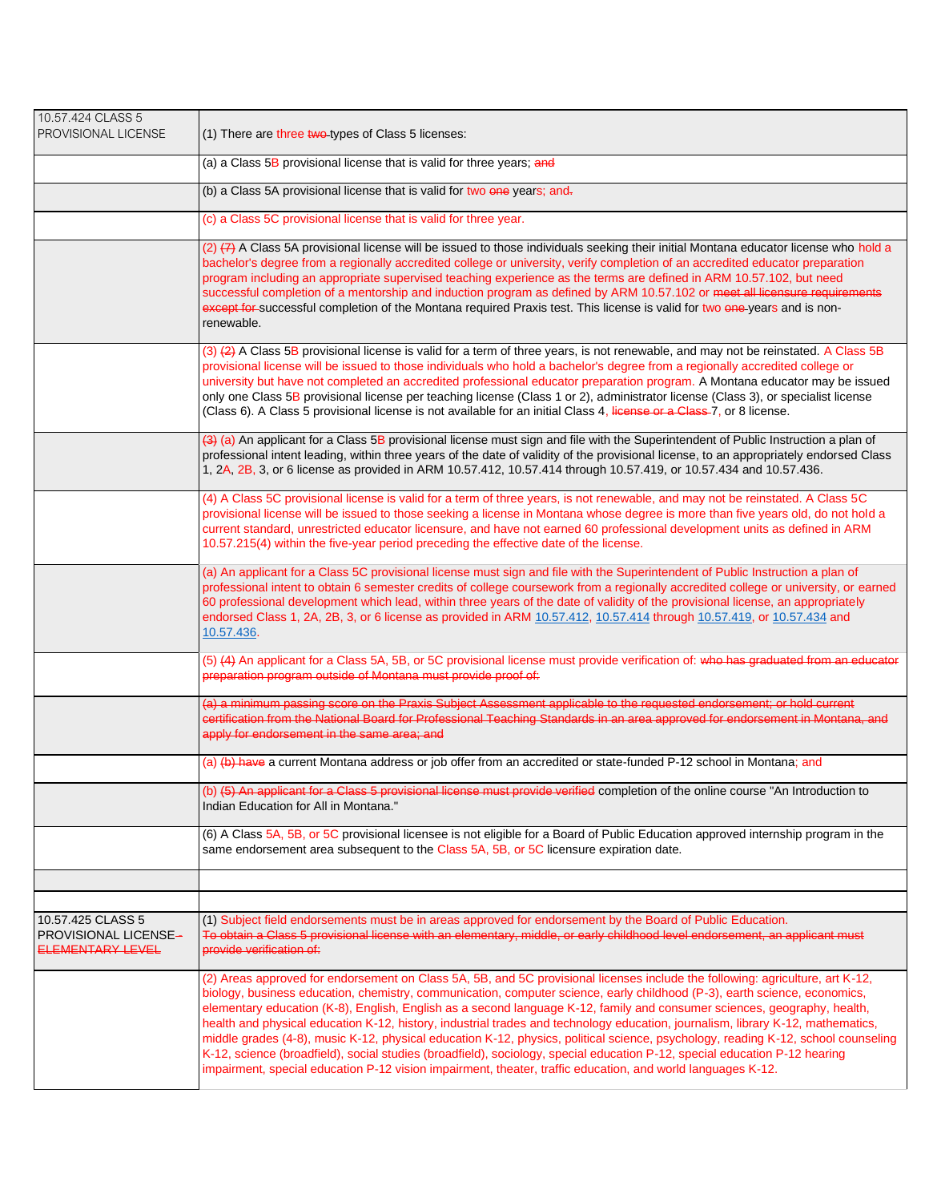| | |
|---|---|
| 10.57.424 CLASS 5 PROVISIONAL LICENSE | (1) There are three ~~two~~ types of Class 5 licenses: |
| | (a) a Class 5B provisional license that is valid for three years; ~~and~~ |
| | (b) a Class 5A provisional license that is valid for two ~~one~~ years; and~~.~~ |
| | (c) a Class 5C provisional license that is valid for three year. |
| | (2) ~~(7)~~ A Class 5A provisional license will be issued to those individuals seeking their initial Montana educator license who hold a bachelor's degree from a regionally accredited college or university, verify completion of an accredited educator preparation program including an appropriate supervised teaching experience as the terms are defined in ARM 10.57.102, but need successful completion of a mentorship and induction program as defined by ARM 10.57.102 or ~~meet all licensure requirements except for~~ successful completion of the Montana required Praxis test. This license is valid for two ~~one~~ years and is non-renewable. |
| | (3) ~~(2)~~ A Class 5B provisional license is valid for a term of three years, is not renewable, and may not be reinstated. A Class 5B provisional license will be issued to those individuals who hold a bachelor's degree from a regionally accredited college or university but have not completed an accredited professional educator preparation program. A Montana educator may be issued only one Class 5B provisional license per teaching license (Class 1 or 2), administrator license (Class 3), or specialist license (Class 6). A Class 5 provisional license is not available for an initial Class 4, ~~license or a Class~~ 7, or 8 license. |
| | ~~(3)~~ (a) An applicant for a Class 5B provisional license must sign and file with the Superintendent of Public Instruction a plan of professional intent leading, within three years of the date of validity of the provisional license, to an appropriately endorsed Class 1, 2A, 2B, 3, or 6 license as provided in ARM 10.57.412, 10.57.414 through 10.57.419, or 10.57.434 and 10.57.436. |
| | (4) A Class 5C provisional license is valid for a term of three years, is not renewable, and may not be reinstated. A Class 5C provisional license will be issued to those seeking a license in Montana whose degree is more than five years old, do not hold a current standard, unrestricted educator licensure, and have not earned 60 professional development units as defined in ARM 10.57.215(4) within the five-year period preceding the effective date of the license. |
| | (a) An applicant for a Class 5C provisional license must sign and file with the Superintendent of Public Instruction a plan of professional intent to obtain 6 semester credits of college coursework from a regionally accredited college or university, or earned 60 professional development which lead, within three years of the date of validity of the provisional license, an appropriately endorsed Class 1, 2A, 2B, 3, or 6 license as provided in ARM 10.57.412, 10.57.414 through 10.57.419, or 10.57.434 and 10.57.436. |
| | (5) ~~(4)~~ An applicant for a Class 5A, 5B, or 5C provisional license must provide verification of: ~~who has graduated from an educator preparation program outside of Montana must provide proof of:~~ |
| | ~~(a) a minimum passing score on the Praxis Subject Assessment applicable to the requested endorsement; or hold current certification from the National Board for Professional Teaching Standards in an area approved for endorsement in Montana, and apply for endorsement in the same area; and~~ |
| | (a) ~~(b) have~~ a current Montana address or job offer from an accredited or state-funded P-12 school in Montana; and |
| | (b) ~~(5) An applicant for a Class 5 provisional license must provide verified~~ completion of the online course "An Introduction to Indian Education for All in Montana." |
| | (6) A Class 5A, 5B, or 5C provisional licensee is not eligible for a Board of Public Education approved internship program in the same endorsement area subsequent to the Class 5A, 5B, or 5C licensure expiration date. |
| | |
| | |
| 10.57.425 CLASS 5 PROVISIONAL LICENSE~~—ELEMENTARY LEVEL~~ | (1) Subject field endorsements must be in areas approved for endorsement by the Board of Public Education. ~~To obtain a Class 5 provisional license with an elementary, middle, or early childhood level endorsement, an applicant must provide verification of:~~ |
| | (2) Areas approved for endorsement on Class 5A, 5B, and 5C provisional licenses include the following: agriculture, art K-12, biology, business education, chemistry, communication, computer science, early childhood (P-3), earth science, economics, elementary education (K-8), English, English as a second language K-12, family and consumer sciences, geography, health, health and physical education K-12, history, industrial trades and technology education, journalism, library K-12, mathematics, middle grades (4-8), music K-12, physical education K-12, physics, political science, psychology, reading K-12, school counseling K-12, science (broadfield), social studies (broadfield), sociology, special education P-12, special education P-12 hearing impairment, special education P-12 vision impairment, theater, traffic education, and world languages K-12. |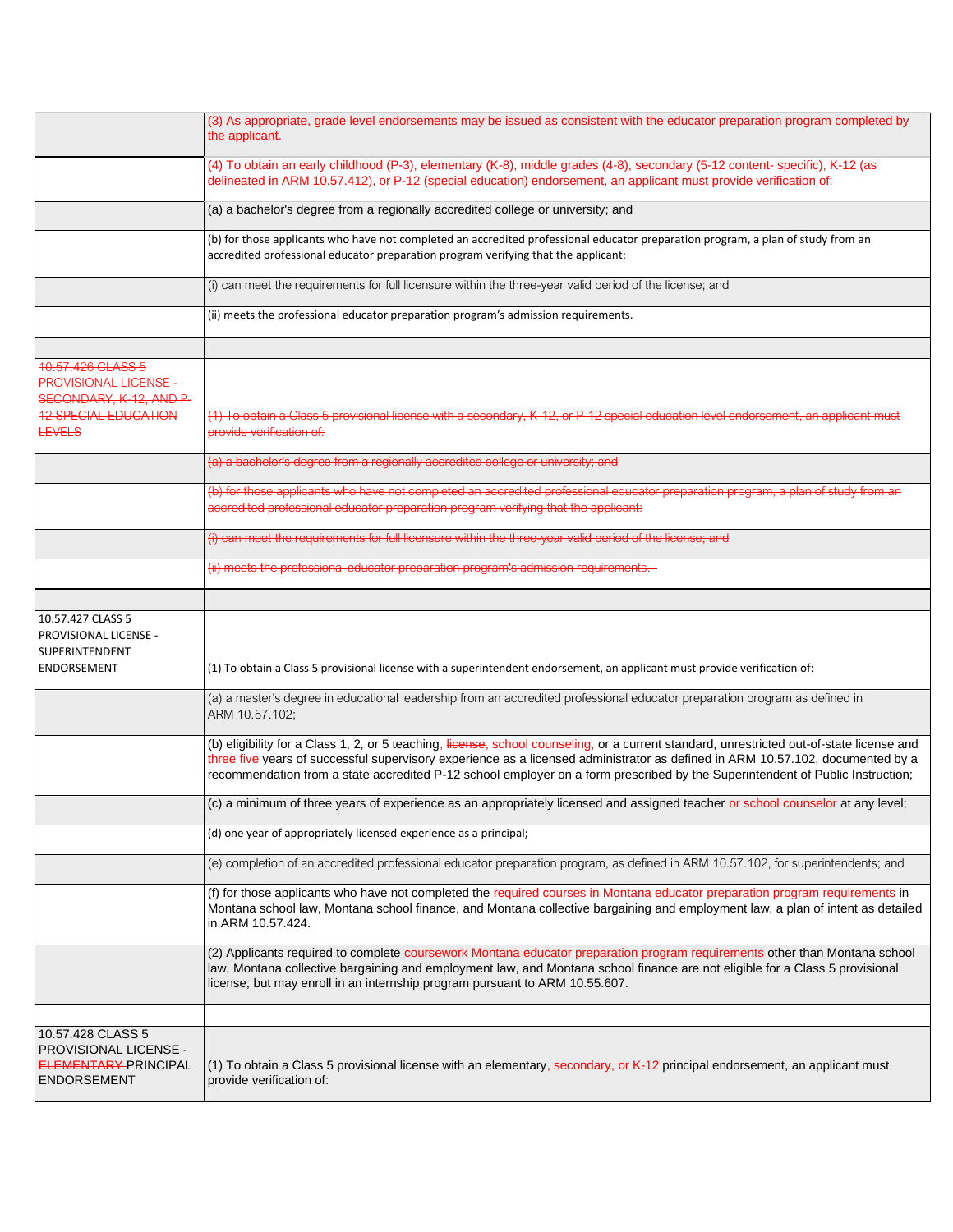| | |
|---|---|
| | (3) As appropriate, grade level endorsements may be issued as consistent with the educator preparation program completed by the applicant. |
| | (4) To obtain an early childhood (P-3), elementary (K-8), middle grades (4-8), secondary (5-12 content- specific), K-12 (as delineated in ARM 10.57.412), or P-12 (special education) endorsement, an applicant must provide verification of: |
| | (a) a bachelor's degree from a regionally accredited college or university; and |
| | (b) for those applicants who have not completed an accredited professional educator preparation program, a plan of study from an accredited professional educator preparation program verifying that the applicant: |
| | (i) can meet the requirements for full licensure within the three-year valid period of the license; and |
| | (ii) meets the professional educator preparation program's admission requirements. |
| | |
| ~~10.57.426 CLASS 5 PROVISIONAL LICENSE - SECONDARY, K-12, AND P-12 SPECIAL EDUCATION LEVELS~~ | ~~(1) To obtain a Class 5 provisional license with a secondary, K-12, or P-12 special education level endorsement, an applicant must provide verification of:~~ |
| | ~~(a) a bachelor's degree from a regionally accredited college or university; and~~ |
| | ~~(b) for those applicants who have not completed an accredited professional educator preparation program, a plan of study from an accredited professional educator preparation program verifying that the applicant:~~ |
| | ~~(i) can meet the requirements for full licensure within the three-year valid period of the license; and~~ |
| | ~~(ii) meets the professional educator preparation program's admission requirements.~~ |
| | |
| 10.57.427 CLASS 5 PROVISIONAL LICENSE - SUPERINTENDENT ENDORSEMENT | (1) To obtain a Class 5 provisional license with a superintendent endorsement, an applicant must provide verification of: |
| | (a) a master's degree in educational leadership from an accredited professional educator preparation program as defined in ARM 10.57.102; |
| | (b) eligibility for a Class 1, 2, or 5 teaching, ~~license~~, school counseling, or a current standard, unrestricted out-of-state license and three ~~five~~ years of successful supervisory experience as a licensed administrator as defined in ARM 10.57.102, documented by a recommendation from a state accredited P-12 school employer on a form prescribed by the Superintendent of Public Instruction; |
| | (c) a minimum of three years of experience as an appropriately licensed and assigned teacher or school counselor at any level; |
| | (d) one year of appropriately licensed experience as a principal; |
| | (e) completion of an accredited professional educator preparation program, as defined in ARM 10.57.102, for superintendents; and |
| | (f) for those applicants who have not completed the ~~required courses in~~ Montana educator preparation program requirements in Montana school law, Montana school finance, and Montana collective bargaining and employment law, a plan of intent as detailed in ARM 10.57.424. |
| | (2) Applicants required to complete ~~coursework~~ Montana educator preparation program requirements other than Montana school law, Montana collective bargaining and employment law, and Montana school finance are not eligible for a Class 5 provisional license, but may enroll in an internship program pursuant to ARM 10.55.607. |
| | |
| 10.57.428 CLASS 5 PROVISIONAL LICENSE - ~~ELEMENTARY~~ PRINCIPAL ENDORSEMENT | (1) To obtain a Class 5 provisional license with an elementary, secondary, or K-12 principal endorsement, an applicant must provide verification of: |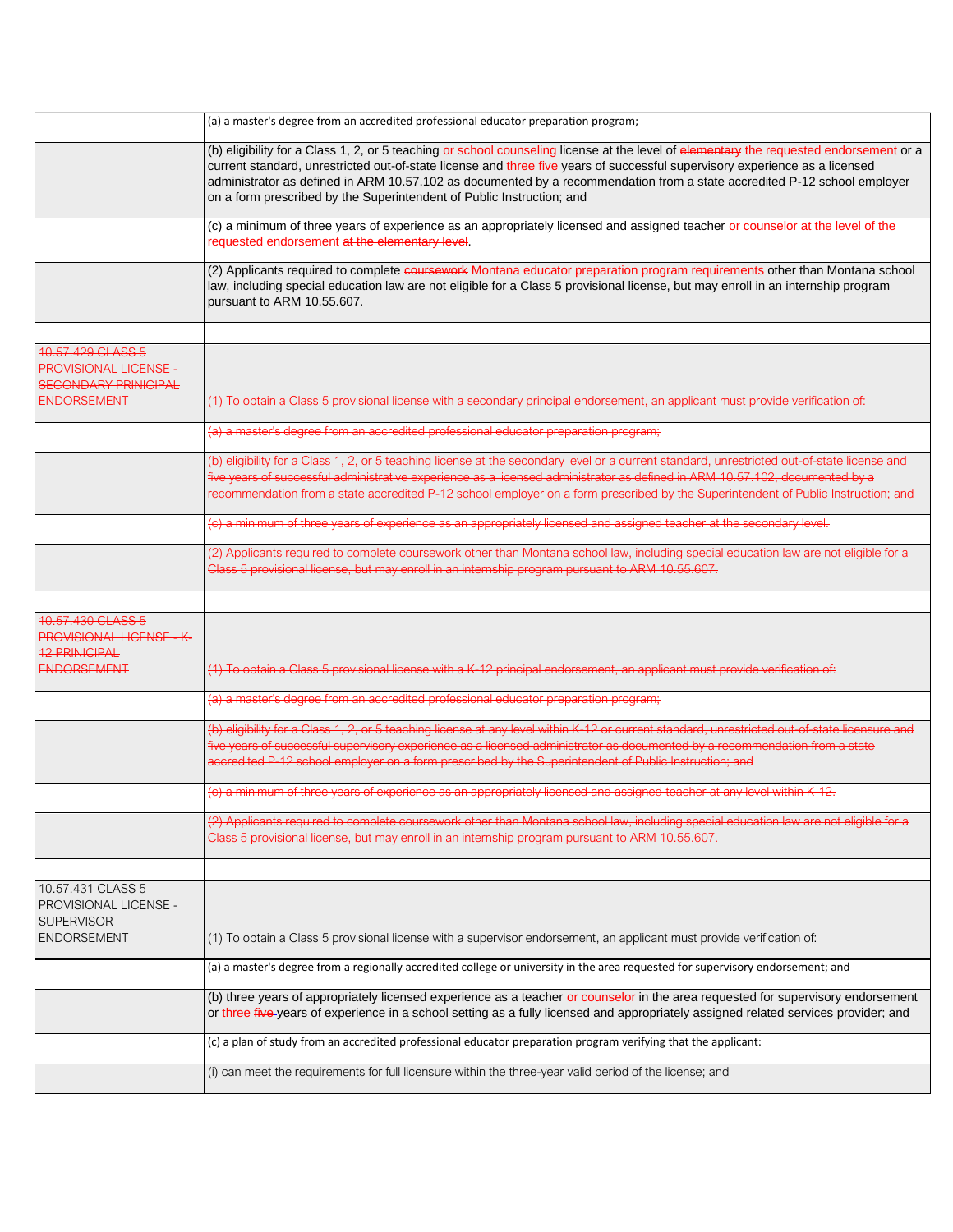| | |
|---|---|
| | (a) a master's degree from an accredited professional educator preparation program; |
| | (b) eligibility for a Class 1, 2, or 5 teaching or school counseling license at the level of ~~elementary~~ the requested endorsement or a current standard, unrestricted out-of-state license and three ~~five~~ years of successful supervisory experience as a licensed administrator as defined in ARM 10.57.102 as documented by a recommendation from a state accredited P-12 school employer on a form prescribed by the Superintendent of Public Instruction; and |
| | (c) a minimum of three years of experience as an appropriately licensed and assigned teacher or counselor at the level of the requested endorsement ~~at the elementary level~~. |
| | (2) Applicants required to complete ~~coursework~~ Montana educator preparation program requirements other than Montana school law, including special education law are not eligible for a Class 5 provisional license, but may enroll in an internship program pursuant to ARM 10.55.607. |
| | |
| ~~10.57.429 CLASS 5 PROVISIONAL LICENSE - SECONDARY PRINICIPAL ENDORSEMENT~~ | ~~(1) To obtain a Class 5 provisional license with a secondary principal endorsement, an applicant must provide verification of:~~ |
| | ~~(a) a master's degree from an accredited professional educator preparation program;~~ |
| | ~~(b) eligibility for a Class 1, 2, or 5 teaching license at the secondary level or a current standard, unrestricted out-of-state license and five years of successful administrative experience as a licensed administrator as defined in ARM 10.57.102, documented by a recommendation from a state accredited P-12 school employer on a form prescribed by the Superintendent of Public Instruction; and~~ |
| | ~~(c) a minimum of three years of experience as an appropriately licensed and assigned teacher at the secondary level.~~ |
| | ~~(2) Applicants required to complete coursework other than Montana school law, including special education law are not eligible for a Class 5 provisional license, but may enroll in an internship program pursuant to ARM 10.55.607.~~ |
| | |
| ~~10.57.430 CLASS 5 PROVISIONAL LICENSE - K-12 PRINICIPAL ENDORSEMENT~~ | ~~(1) To obtain a Class 5 provisional license with a K-12 principal endorsement, an applicant must provide verification of:~~ |
| | ~~(a) a master's degree from an accredited professional educator preparation program;~~ |
| | ~~(b) eligibility for a Class 1, 2, or 5 teaching license at any level within K-12 or current standard, unrestricted out-of-state licensure and five years of successful supervisory experience as a licensed administrator as documented by a recommendation from a state accredited P-12 school employer on a form prescribed by the Superintendent of Public Instruction; and~~ |
| | ~~(c) a minimum of three years of experience as an appropriately licensed and assigned teacher at any level within K-12.~~ |
| | ~~(2) Applicants required to complete coursework other than Montana school law, including special education law are not eligible for a Class 5 provisional license, but may enroll in an internship program pursuant to ARM 10.55.607.~~ |
| | |
| 10.57.431 CLASS 5 PROVISIONAL LICENSE - SUPERVISOR ENDORSEMENT | (1) To obtain a Class 5 provisional license with a supervisor endorsement, an applicant must provide verification of: |
| | (a) a master's degree from a regionally accredited college or university in the area requested for supervisory endorsement; and |
| | (b) three years of appropriately licensed experience as a teacher or counselor in the area requested for supervisory endorsement or three ~~five~~ years of experience in a school setting as a fully licensed and appropriately assigned related services provider; and |
| | (c) a plan of study from an accredited professional educator preparation program verifying that the applicant: |
| | (i) can meet the requirements for full licensure within the three-year valid period of the license; and |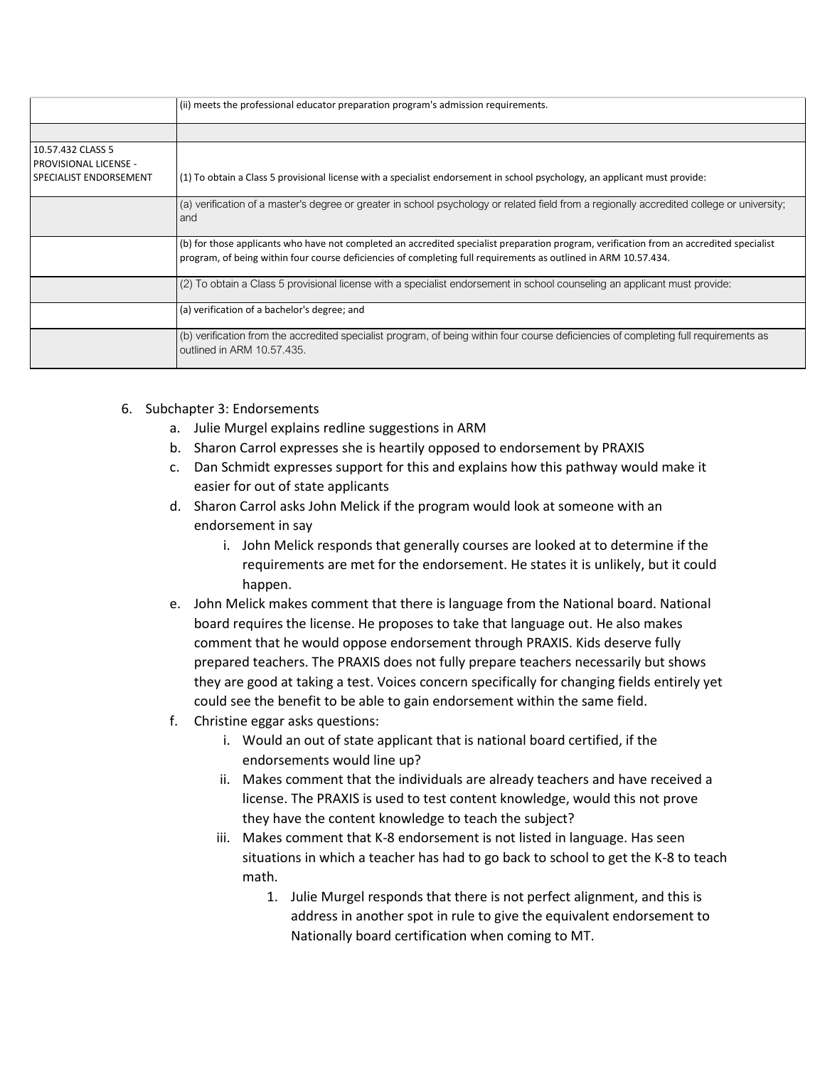| | |
|---|---|
| | (ii) meets the professional educator preparation program's admission requirements. |
| | |
| 10.57.432 CLASS 5 PROVISIONAL LICENSE - SPECIALIST ENDORSEMENT | (1) To obtain a Class 5 provisional license with a specialist endorsement in school psychology, an applicant must provide: |
| | (a) verification of a master's degree or greater in school psychology or related field from a regionally accredited college or university; and |
| | (b) for those applicants who have not completed an accredited specialist preparation program, verification from an accredited specialist program, of being within four course deficiencies of completing full requirements as outlined in ARM 10.57.434. |
| | (2) To obtain a Class 5 provisional license with a specialist endorsement in school counseling an applicant must provide: |
| | (a) verification of a bachelor's degree; and |
| | (b) verification from the accredited specialist program, of being within four course deficiencies of completing full requirements as outlined in ARM 10.57.435. |

6. Subchapter 3: Endorsements
   a. Julie Murgel explains redline suggestions in ARM
   b. Sharon Carrol expresses she is heartily opposed to endorsement by PRAXIS
   c. Dan Schmidt expresses support for this and explains how this pathway would make it easier for out of state applicants
   d. Sharon Carrol asks John Melick if the program would look at someone with an endorsement in say
      i. John Melick responds that generally courses are looked at to determine if the requirements are met for the endorsement. He states it is unlikely, but it could happen.
   e. John Melick makes comment that there is language from the National board. National board requires the license. He proposes to take that language out. He also makes comment that he would oppose endorsement through PRAXIS. Kids deserve fully prepared teachers. The PRAXIS does not fully prepare teachers necessarily but shows they are good at taking a test. Voices concern specifically for changing fields entirely yet could see the benefit to be able to gain endorsement within the same field.
   f. Christine eggar asks questions:
      i. Would an out of state applicant that is national board certified, if the endorsements would line up?
      ii. Makes comment that the individuals are already teachers and have received a license. The PRAXIS is used to test content knowledge, would this not prove they have the content knowledge to teach the subject?
      iii. Makes comment that K-8 endorsement is not listed in language. Has seen situations in which a teacher has had to go back to school to get the K-8 to teach math.
         1. Julie Murgel responds that there is not perfect alignment, and this is address in another spot in rule to give the equivalent endorsement to Nationally board certification when coming to MT.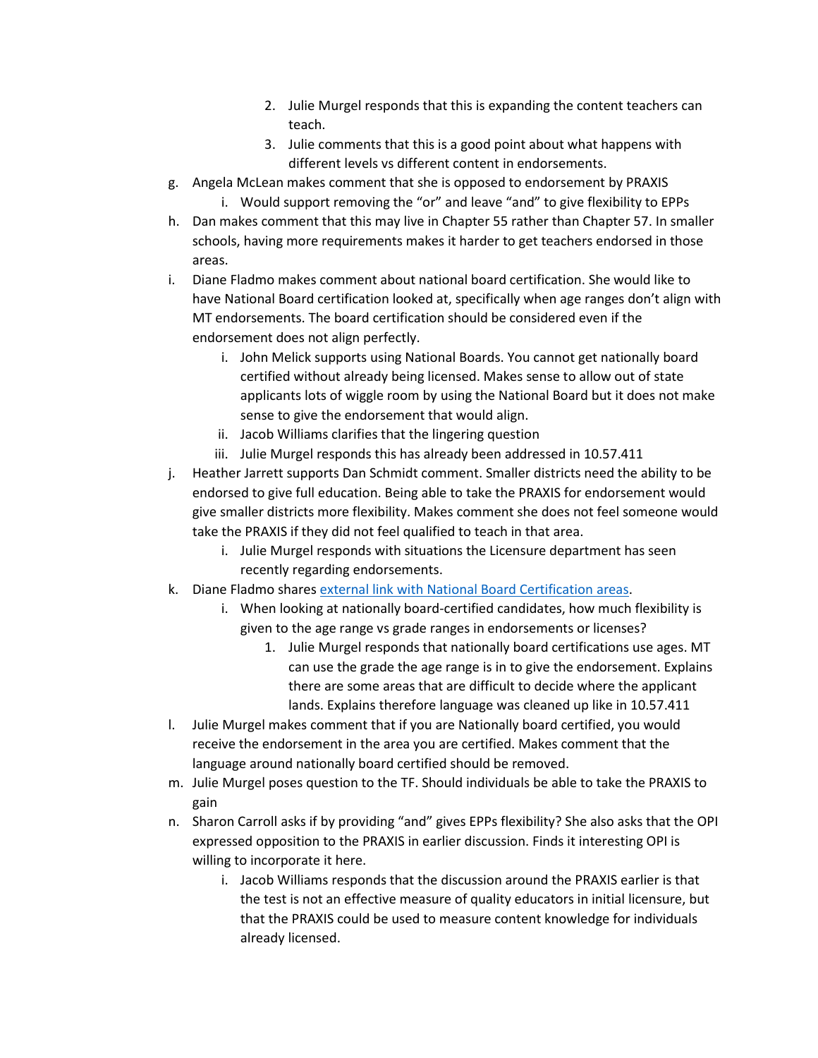2. Julie Murgel responds that this is expanding the content teachers can teach.
3. Julie comments that this is a good point about what happens with different levels vs different content in endorsements.

g. Angela McLean makes comment that she is opposed to endorsement by PRAXIS
   i. Would support removing the "or" and leave "and" to give flexibility to EPPs

h. Dan makes comment that this may live in Chapter 55 rather than Chapter 57. In smaller schools, having more requirements makes it harder to get teachers endorsed in those areas.

i. Diane Fladmo makes comment about national board certification. She would like to have National Board certification looked at, specifically when age ranges don't align with MT endorsements. The board certification should be considered even if the endorsement does not align perfectly.
   i. John Melick supports using National Boards. You cannot get nationally board certified without already being licensed. Makes sense to allow out of state applicants lots of wiggle room by using the National Board but it does not make sense to give the endorsement that would align.
   ii. Jacob Williams clarifies that the lingering question
   iii. Julie Murgel responds this has already been addressed in 10.57.411

j. Heather Jarrett supports Dan Schmidt comment. Smaller districts need the ability to be endorsed to give full education. Being able to take the PRAXIS for endorsement would give smaller districts more flexibility. Makes comment she does not feel someone would take the PRAXIS if they did not feel qualified to teach in that area.
   i. Julie Murgel responds with situations the Licensure department has seen recently regarding endorsements.

k. Diane Fladmo shares [external link with National Board Certification areas]().
   i. When looking at nationally board-certified candidates, how much flexibility is given to the age range vs grade ranges in endorsements or licenses?
      1. Julie Murgel responds that nationally board certifications use ages. MT can use the grade the age range is in to give the endorsement. Explains there are some areas that are difficult to decide where the applicant lands. Explains therefore language was cleaned up like in 10.57.411

l. Julie Murgel makes comment that if you are Nationally board certified, you would receive the endorsement in the area you are certified. Makes comment that the language around nationally board certified should be removed.

m. Julie Murgel poses question to the TF. Should individuals be able to take the PRAXIS to gain

n. Sharon Carroll asks if by providing "and" gives EPPs flexibility? She also asks that the OPI expressed opposition to the PRAXIS in earlier discussion. Finds it interesting OPI is willing to incorporate it here.
   i. Jacob Williams responds that the discussion around the PRAXIS earlier is that the test is not an effective measure of quality educators in initial licensure, but that the PRAXIS could be used to measure content knowledge for individuals already licensed.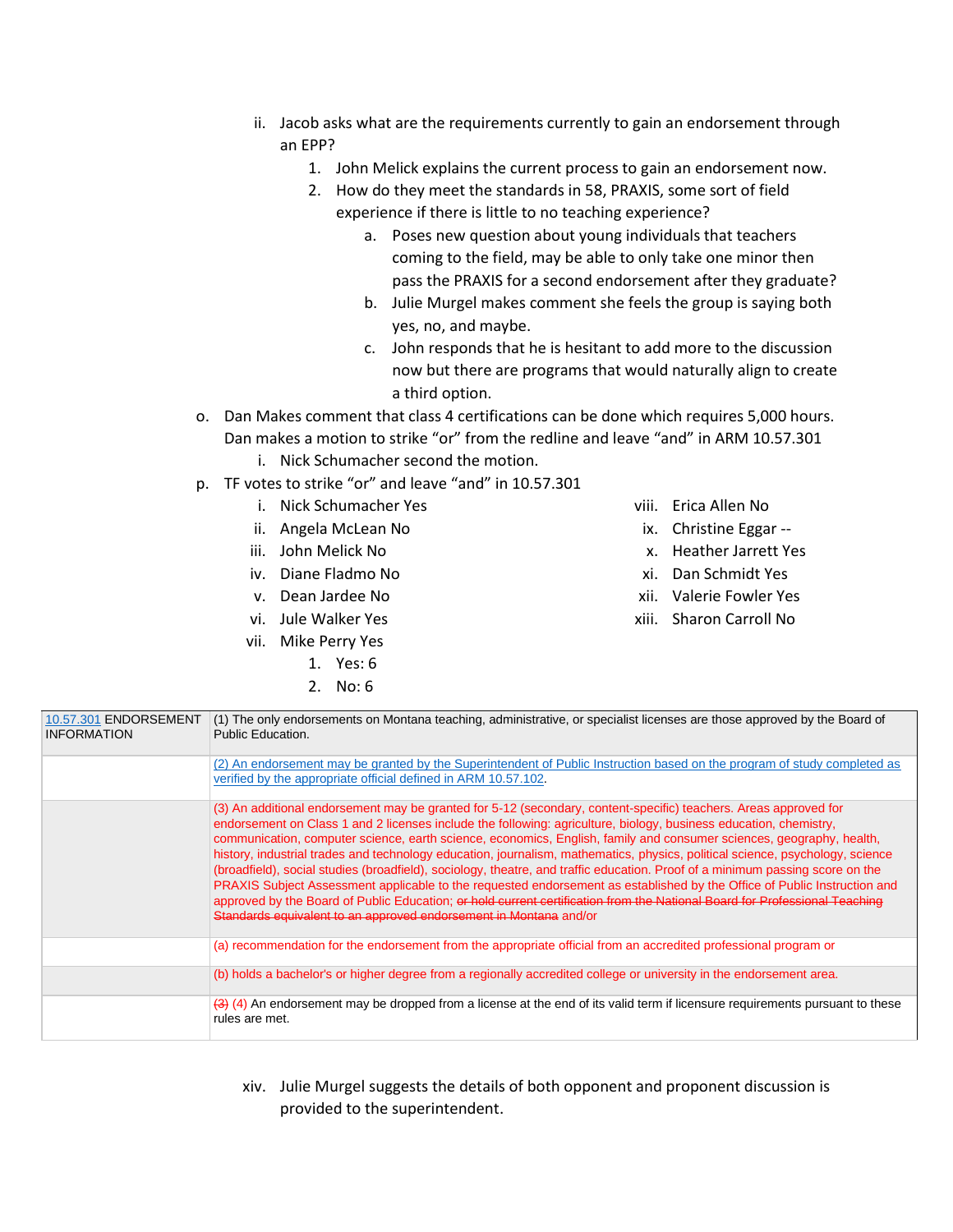- ii. Jacob asks what are the requirements currently to gain an endorsement through an EPP?
    1. John Melick explains the current process to gain an endorsement now.
    2. How do they meet the standards in 58, PRAXIS, some sort of field experience if there is little to no teaching experience?
        - a. Poses new question about young individuals that teachers coming to the field, may be able to only take one minor then pass the PRAXIS for a second endorsement after they graduate?
        - b. Julie Murgel makes comment she feels the group is saying both yes, no, and maybe.
        - c. John responds that he is hesitant to add more to the discussion now but there are programs that would naturally align to create a third option.

o. Dan Makes comment that class 4 certifications can be done which requires 5,000 hours. Dan makes a motion to strike "or" from the redline and leave "and" in ARM 10.57.301
   - i. Nick Schumacher second the motion.

p. TF votes to strike "or" and leave "and" in 10.57.301
   - i. Nick Schumacher Yes
   - ii. Angela McLean No
   - iii. John Melick No
   - iv. Diane Fladmo No
   - v. Dean Jardee No
   - vi. Jule Walker Yes
   - vii. Mike Perry Yes
       1. Yes: 6
       2. No: 6
   - viii. Erica Allen No
   - ix. Christine Eggar --
   - x. Heather Jarrett Yes
   - xi. Dan Schmidt Yes
   - xii. Valerie Fowler Yes
   - xiii. Sharon Carroll No

| 10.57.301 ENDORSEMENT INFORMATION | (1) The only endorsements on Montana teaching, administrative, or specialist licenses are those approved by the Board of Public Education. |
|---|---|
| | (2) An endorsement may be granted by the Superintendent of Public Instruction based on the program of study completed as verified by the appropriate official defined in ARM 10.57.102. |
| | (3) An additional endorsement may be granted for 5-12 (secondary, content-specific) teachers. Areas approved for endorsement on Class 1 and 2 licenses include the following: agriculture, biology, business education, chemistry, communication, computer science, earth science, economics, English, family and consumer sciences, geography, health, history, industrial trades and technology education, journalism, mathematics, physics, political science, psychology, science (broadfield), social studies (broadfield), sociology, theatre, and traffic education. Proof of a minimum passing score on the PRAXIS Subject Assessment applicable to the requested endorsement as established by the Office of Public Instruction and approved by the Board of Public Education; ~~or hold current certification from the National Board for Professional Teaching Standards equivalent to an approved endorsement in Montana~~ and/or |
| | (a) recommendation for the endorsement from the appropriate official from an accredited professional program or |
| | (b) holds a bachelor's or higher degree from a regionally accredited college or university in the endorsement area. |
| | ~~(3)~~ (4) An endorsement may be dropped from a license at the end of its valid term if licensure requirements pursuant to these rules are met. |

- xiv. Julie Murgel suggests the details of both opponent and proponent discussion is provided to the superintendent.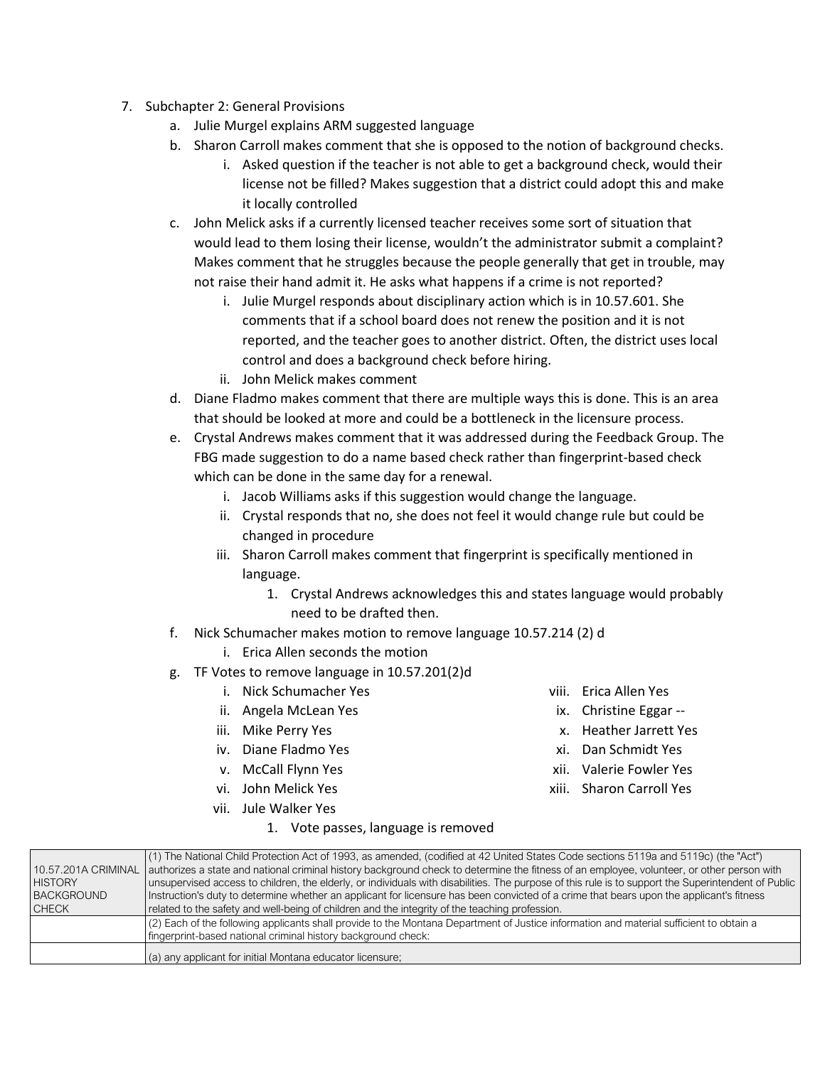7. Subchapter 2: General Provisions
   a. Julie Murgel explains ARM suggested language
   b. Sharon Carroll makes comment that she is opposed to the notion of background checks.
      i. Asked question if the teacher is not able to get a background check, would their license not be filled? Makes suggestion that a district could adopt this and make it locally controlled
   c. John Melick asks if a currently licensed teacher receives some sort of situation that would lead to them losing their license, wouldn't the administrator submit a complaint? Makes comment that he struggles because the people generally that get in trouble, may not raise their hand admit it. He asks what happens if a crime is not reported?
      i. Julie Murgel responds about disciplinary action which is in 10.57.601. She comments that if a school board does not renew the position and it is not reported, and the teacher goes to another district. Often, the district uses local control and does a background check before hiring.
      ii. John Melick makes comment
   d. Diane Fladmo makes comment that there are multiple ways this is done. This is an area that should be looked at more and could be a bottleneck in the licensure process.
   e. Crystal Andrews makes comment that it was addressed during the Feedback Group. The FBG made suggestion to do a name based check rather than fingerprint-based check which can be done in the same day for a renewal.
      i. Jacob Williams asks if this suggestion would change the language.
      ii. Crystal responds that no, she does not feel it would change rule but could be changed in procedure
      iii. Sharon Carroll makes comment that fingerprint is specifically mentioned in language.
         1. Crystal Andrews acknowledges this and states language would probably need to be drafted then.
   f. Nick Schumacher makes motion to remove language 10.57.214 (2) d
      i. Erica Allen seconds the motion
   g. TF Votes to remove language in 10.57.201(2)d
      i. Nick Schumacher Yes
      ii. Angela McLean Yes
      iii. Mike Perry Yes
      iv. Diane Fladmo Yes
      v. McCall Flynn Yes
      vi. John Melick Yes
      vii. Jule Walker Yes
      viii. Erica Allen Yes
      ix. Christine Eggar --
      x. Heather Jarrett Yes
      xi. Dan Schmidt Yes
      xii. Valerie Fowler Yes
      xiii. Sharon Carroll Yes
         1. Vote passes, language is removed

| | |
|---|---|
| 10.57.201A CRIMINAL HISTORY BACKGROUND CHECK | (1) The National Child Protection Act of 1993, as amended, (codified at 42 United States Code sections 5119a and 5119c) (the "Act") authorizes a state and national criminal history background check to determine the fitness of an employee, volunteer, or other person with unsupervised access to children, the elderly, or individuals with disabilities. The purpose of this rule is to support the Superintendent of Public Instruction's duty to determine whether an applicant for licensure has been convicted of a crime that bears upon the applicant's fitness related to the safety and well-being of children and the integrity of the teaching profession. |
| | (2) Each of the following applicants shall provide to the Montana Department of Justice information and material sufficient to obtain a fingerprint-based national criminal history background check: |
| | (a) any applicant for initial Montana educator licensure; |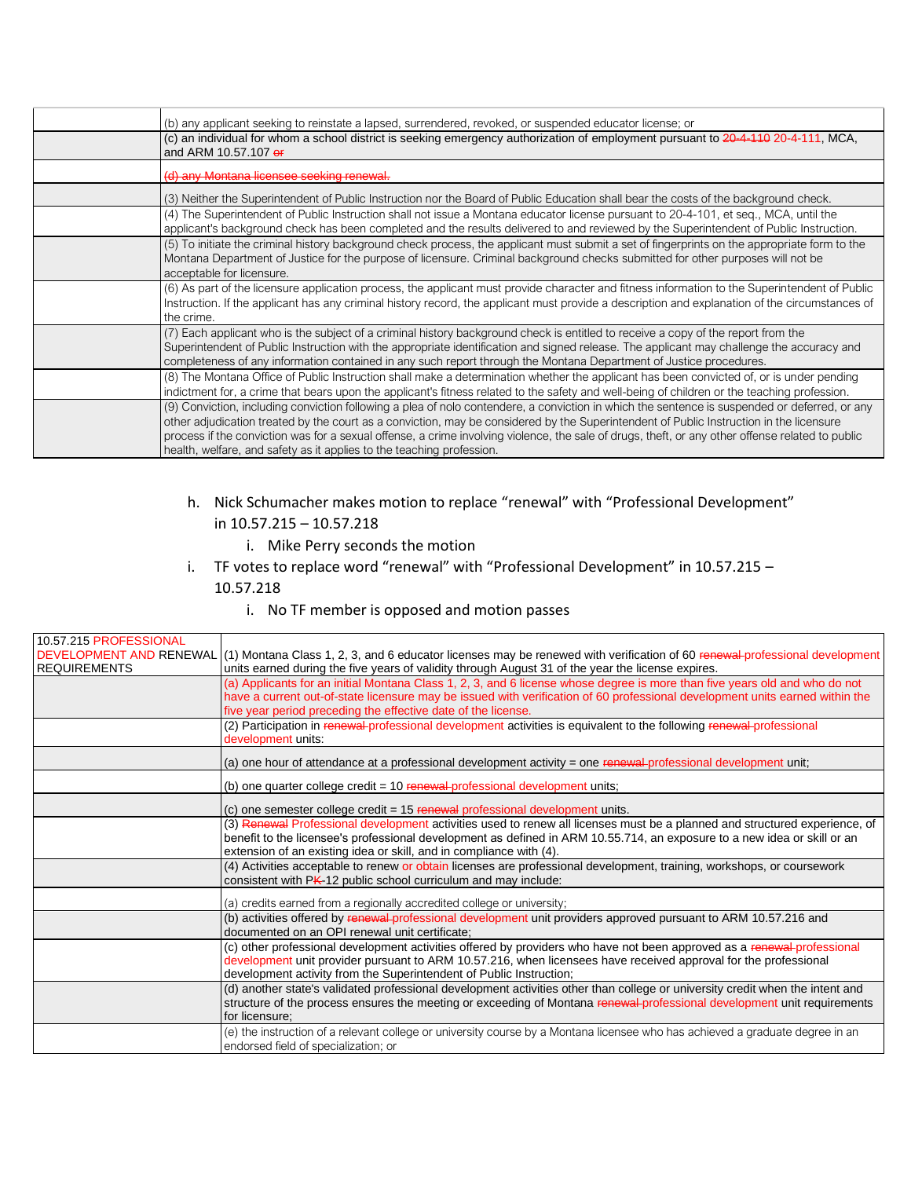| | |
|---|---|
| | (b) any applicant seeking to reinstate a lapsed, surrendered, revoked, or suspended educator license; or |
| | (c) an individual for whom a school district is seeking emergency authorization of employment pursuant to ~~20-4-110~~ 20-4-111, MCA, and ARM 10.57.107 ~~or~~ |
| | ~~(d) any Montana licensee seeking renewal.~~ |
| | (3) Neither the Superintendent of Public Instruction nor the Board of Public Education shall bear the costs of the background check. |
| | (4) The Superintendent of Public Instruction shall not issue a Montana educator license pursuant to 20-4-101, et seq., MCA, until the applicant's background check has been completed and the results delivered to and reviewed by the Superintendent of Public Instruction. |
| | (5) To initiate the criminal history background check process, the applicant must submit a set of fingerprints on the appropriate form to the Montana Department of Justice for the purpose of licensure. Criminal background checks submitted for other purposes will not be acceptable for licensure. |
| | (6) As part of the licensure application process, the applicant must provide character and fitness information to the Superintendent of Public Instruction. If the applicant has any criminal history record, the applicant must provide a description and explanation of the circumstances of the crime. |
| | (7) Each applicant who is the subject of a criminal history background check is entitled to receive a copy of the report from the Superintendent of Public Instruction with the appropriate identification and signed release. The applicant may challenge the accuracy and completeness of any information contained in any such report through the Montana Department of Justice procedures. |
| | (8) The Montana Office of Public Instruction shall make a determination whether the applicant has been convicted of, or is under pending indictment for, a crime that bears upon the applicant's fitness related to the safety and well-being of children or the teaching profession. |
| | (9) Conviction, including conviction following a plea of nolo contendere, a conviction in which the sentence is suspended or deferred, or any other adjudication treated by the court as a conviction, may be considered by the Superintendent of Public Instruction in the licensure process if the conviction was for a sexual offense, a crime involving violence, the sale of drugs, theft, or any other offense related to public health, welfare, and safety as it applies to the teaching profession. |

h. Nick Schumacher makes motion to replace "renewal" with "Professional Development" in 10.57.215 – 10.57.218
   i. Mike Perry seconds the motion
i. TF votes to replace word "renewal" with "Professional Development" in 10.57.215 – 10.57.218
   i. No TF member is opposed and motion passes

| | |
|---|---|
| 10.57.215 PROFESSIONAL DEVELOPMENT AND RENEWAL REQUIREMENTS | (1) Montana Class 1, 2, 3, and 6 educator licenses may be renewed with verification of 60 ~~renewal~~ professional development units earned during the five years of validity through August 31 of the year the license expires. |
| | (a) Applicants for an initial Montana Class 1, 2, 3, and 6 license whose degree is more than five years old and who do not have a current out-of-state licensure may be issued with verification of 60 professional development units earned within the five year period preceding the effective date of the license. |
| | (2) Participation in ~~renewal~~ professional development activities is equivalent to the following ~~renewal~~ professional development units: |
| | (a) one hour of attendance at a professional development activity = one ~~renewal~~ professional development unit; |
| | (b) one quarter college credit = 10 ~~renewal~~ professional development units; |
| | (c) one semester college credit = 15 ~~renewal~~ professional development units. |
| | (3) ~~Renewal~~ Professional development activities used to renew all licenses must be a planned and structured experience, of benefit to the licensee's professional development as defined in ARM 10.55.714, an exposure to a new idea or skill or an extension of an existing idea or skill, and in compliance with (4). |
| | (4) Activities acceptable to renew or obtain licenses are professional development, training, workshops, or coursework consistent with P~~K~~-12 public school curriculum and may include: |
| | (a) credits earned from a regionally accredited college or university; |
| | (b) activities offered by ~~renewal~~ professional development unit providers approved pursuant to ARM 10.57.216 and documented on an OPI renewal unit certificate; |
| | (c) other professional development activities offered by providers who have not been approved as a ~~renewal~~ professional development unit provider pursuant to ARM 10.57.216, when licensees have received approval for the professional development activity from the Superintendent of Public Instruction; |
| | (d) another state's validated professional development activities other than college or university credit when the intent and structure of the process ensures the meeting or exceeding of Montana ~~renewal~~ professional development unit requirements for licensure; |
| | (e) the instruction of a relevant college or university course by a Montana licensee who has achieved a graduate degree in an endorsed field of specialization; or |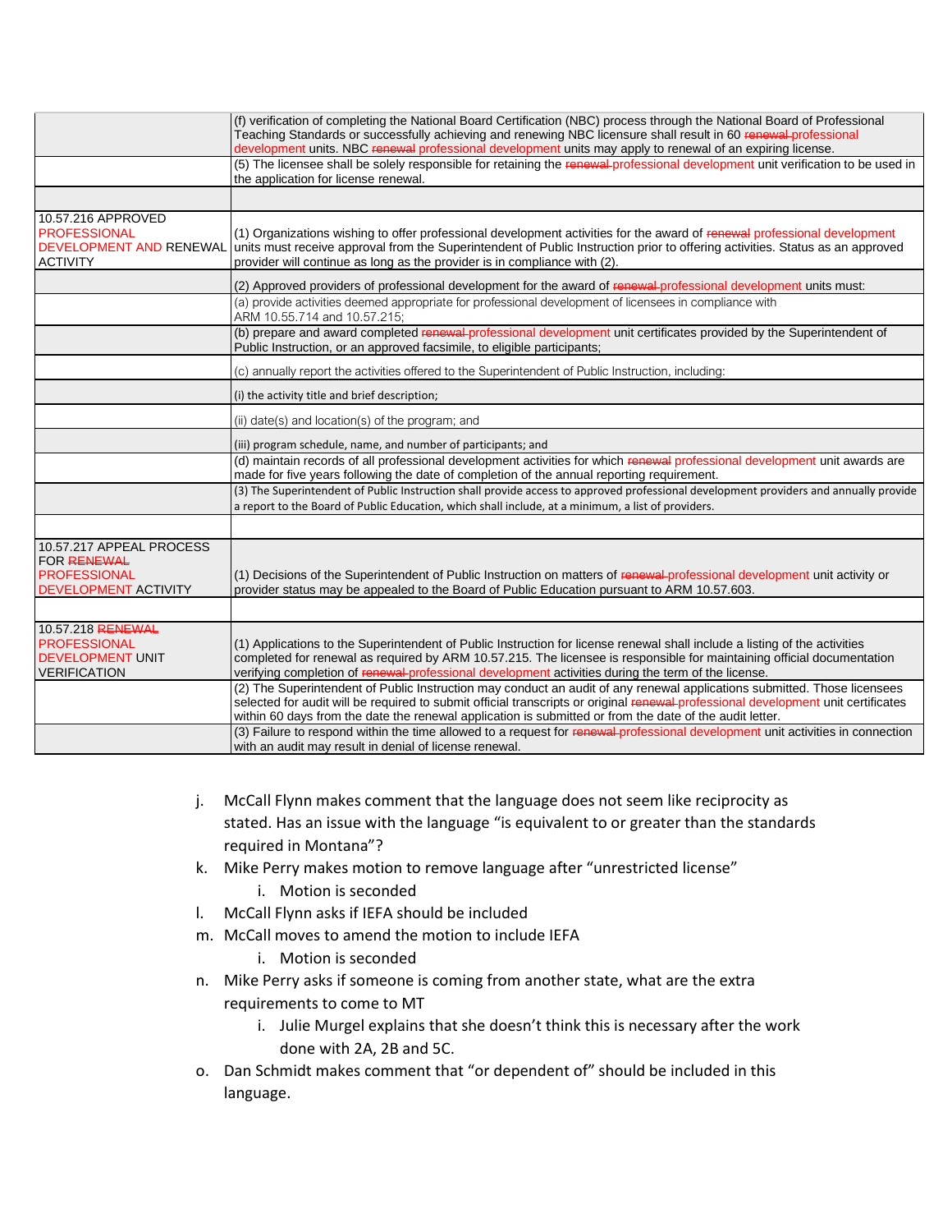| | |
|---|---|
| | (f) verification of completing the National Board Certification (NBC) process through the National Board of Professional Teaching Standards or successfully achieving and renewing NBC licensure shall result in 60 ~~renewal~~ professional development units. NBC ~~renewal~~ professional development units may apply to renewal of an expiring license. |
| | (5) The licensee shall be solely responsible for retaining the ~~renewal~~ professional development unit verification to be used in the application for license renewal. |
| | |
| 10.57.216 APPROVED PROFESSIONAL DEVELOPMENT AND RENEWAL ACTIVITY | (1) Organizations wishing to offer professional development activities for the award of ~~renewal~~ professional development units must receive approval from the Superintendent of Public Instruction prior to offering activities. Status as an approved provider will continue as long as the provider is in compliance with (2). |
| | (2) Approved providers of professional development for the award of ~~renewal~~ professional development units must: |
| | (a) provide activities deemed appropriate for professional development of licensees in compliance with ARM 10.55.714 and 10.57.215; |
| | (b) prepare and award completed ~~renewal~~ professional development unit certificates provided by the Superintendent of Public Instruction, or an approved facsimile, to eligible participants; |
| | (c) annually report the activities offered to the Superintendent of Public Instruction, including: |
| | (i) the activity title and brief description; |
| | (ii) date(s) and location(s) of the program; and |
| | (iii) program schedule, name, and number of participants; and |
| | (d) maintain records of all professional development activities for which ~~renewal~~ professional development unit awards are made for five years following the date of completion of the annual reporting requirement. |
| | (3) The Superintendent of Public Instruction shall provide access to approved professional development providers and annually provide a report to the Board of Public Education, which shall include, at a minimum, a list of providers. |
| | |
| 10.57.217 APPEAL PROCESS FOR ~~RENEWAL~~ PROFESSIONAL DEVELOPMENT ACTIVITY | (1) Decisions of the Superintendent of Public Instruction on matters of ~~renewal~~ professional development unit activity or provider status may be appealed to the Board of Public Education pursuant to ARM 10.57.603. |
| | |
| 10.57.218 ~~RENEWAL~~ PROFESSIONAL DEVELOPMENT UNIT VERIFICATION | (1) Applications to the Superintendent of Public Instruction for license renewal shall include a listing of the activities completed for renewal as required by ARM 10.57.215. The licensee is responsible for maintaining official documentation verifying completion of ~~renewal~~ professional development activities during the term of the license. |
| | (2) The Superintendent of Public Instruction may conduct an audit of any renewal applications submitted. Those licensees selected for audit will be required to submit official transcripts or original ~~renewal~~ professional development unit certificates within 60 days from the date the renewal application is submitted or from the date of the audit letter. |
| | (3) Failure to respond within the time allowed to a request for ~~renewal~~ professional development unit activities in connection with an audit may result in denial of license renewal. |

j. McCall Flynn makes comment that the language does not seem like reciprocity as stated. Has an issue with the language "is equivalent to or greater than the standards required in Montana"?

k. Mike Perry makes motion to remove language after "unrestricted license"
   i. Motion is seconded

l. McCall Flynn asks if IEFA should be included

m. McCall moves to amend the motion to include IEFA
   i. Motion is seconded

n. Mike Perry asks if someone is coming from another state, what are the extra requirements to come to MT
   i. Julie Murgel explains that she doesn't think this is necessary after the work done with 2A, 2B and 5C.

o. Dan Schmidt makes comment that "or dependent of" should be included in this language.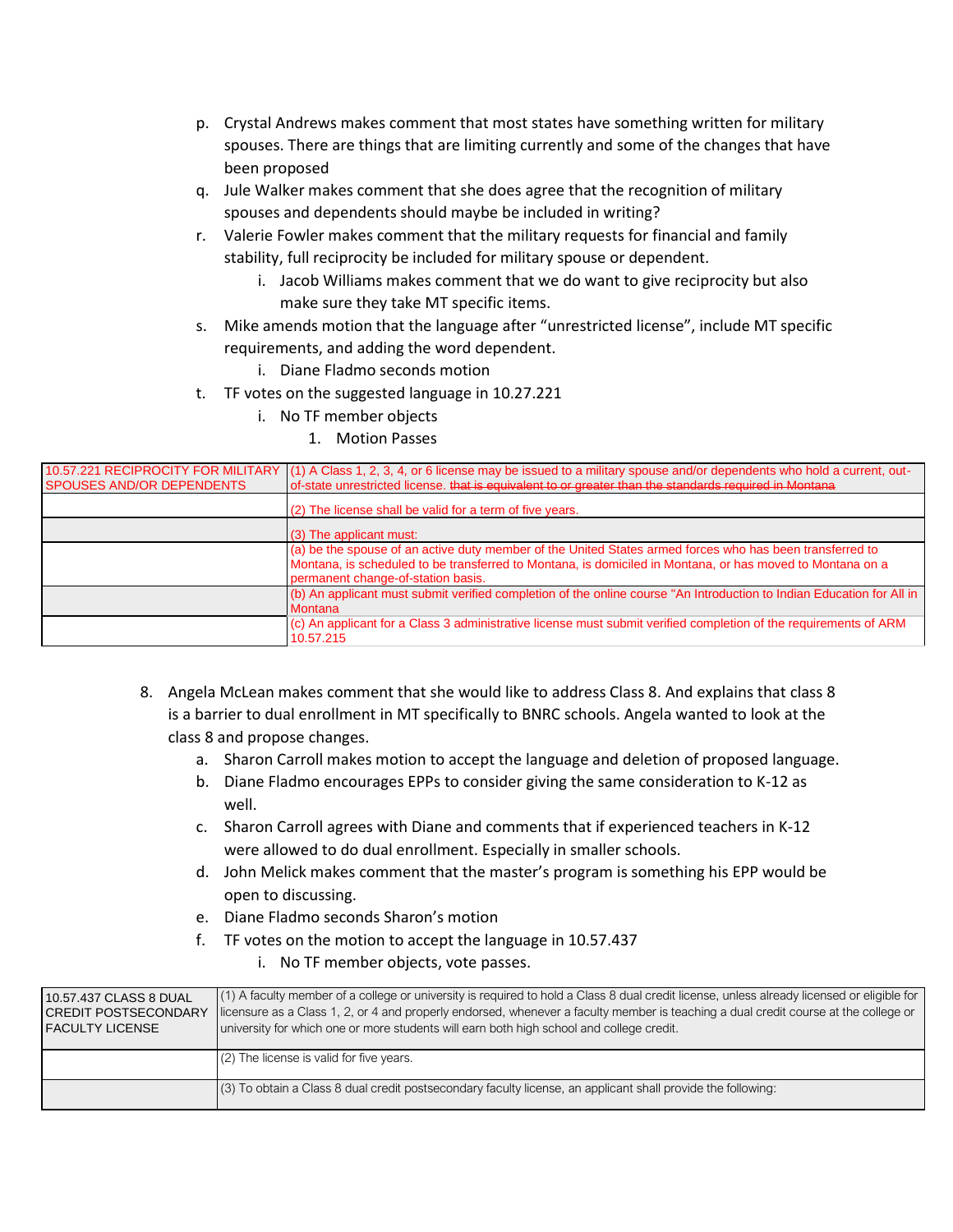p. Crystal Andrews makes comment that most states have something written for military spouses. There are things that are limiting currently and some of the changes that have been proposed

q. Jule Walker makes comment that she does agree that the recognition of military spouses and dependents should maybe be included in writing?

r. Valerie Fowler makes comment that the military requests for financial and family stability, full reciprocity be included for military spouse or dependent.

   i. Jacob Williams makes comment that we do want to give reciprocity but also make sure they take MT specific items.

s. Mike amends motion that the language after "unrestricted license", include MT specific requirements, and adding the word dependent.

   i. Diane Fladmo seconds motion

t. TF votes on the suggested language in 10.27.221

   i. No TF member objects

      1. Motion Passes

| 10.57.221 RECIPROCITY FOR MILITARY SPOUSES AND/OR DEPENDENTS | (1) A Class 1, 2, 3, 4, or 6 license may be issued to a military spouse and/or dependents who hold a current, out-of-state unrestricted license. ~~that is equivalent to or greater than the standards required in Montana~~ |
|---|---|
| | (2) The license shall be valid for a term of five years. |
| | (3) The applicant must: |
| | (a) be the spouse of an active duty member of the United States armed forces who has been transferred to Montana, is scheduled to be transferred to Montana, is domiciled in Montana, or has moved to Montana on a permanent change-of-station basis. |
| | (b) An applicant must submit verified completion of the online course "An Introduction to Indian Education for All in Montana |
| | (c) An applicant for a Class 3 administrative license must submit verified completion of the requirements of ARM 10.57.215 |

8. Angela McLean makes comment that she would like to address Class 8. And explains that class 8 is a barrier to dual enrollment in MT specifically to BNRC schools. Angela wanted to look at the class 8 and propose changes.

   a. Sharon Carroll makes motion to accept the language and deletion of proposed language.

   b. Diane Fladmo encourages EPPs to consider giving the same consideration to K-12 as well.

   c. Sharon Carroll agrees with Diane and comments that if experienced teachers in K-12 were allowed to do dual enrollment. Especially in smaller schools.

   d. John Melick makes comment that the master's program is something his EPP would be open to discussing.

   e. Diane Fladmo seconds Sharon's motion

   f. TF votes on the motion to accept the language in 10.57.437

      i. No TF member objects, vote passes.

| 10.57.437 CLASS 8 DUAL CREDIT POSTSECONDARY FACULTY LICENSE | (1) A faculty member of a college or university is required to hold a Class 8 dual credit license, unless already licensed or eligible for licensure as a Class 1, 2, or 4 and properly endorsed, whenever a faculty member is teaching a dual credit course at the college or university for which one or more students will earn both high school and college credit. |
|---|---|
| | (2) The license is valid for five years. |
| | (3) To obtain a Class 8 dual credit postsecondary faculty license, an applicant shall provide the following: |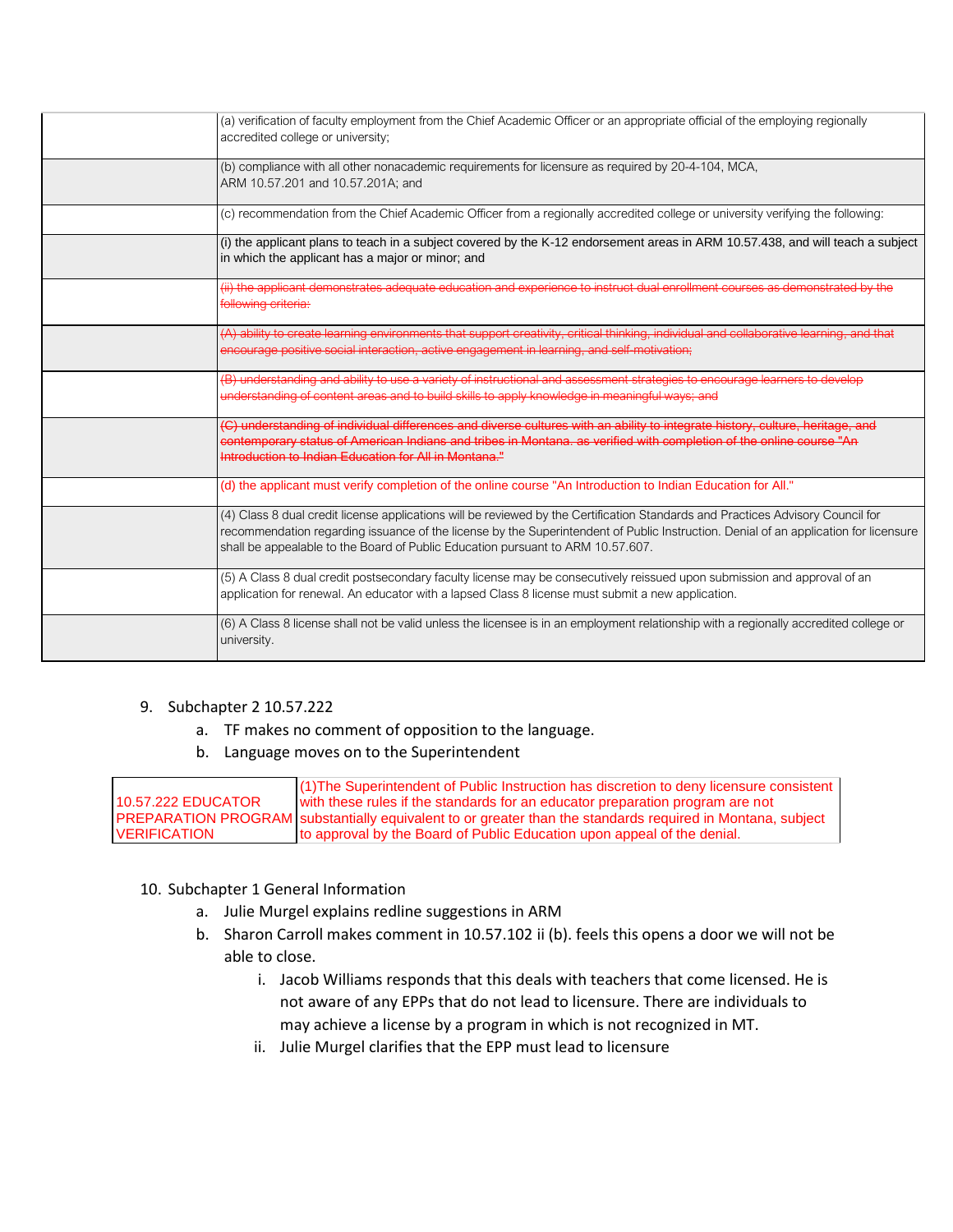| | |
|---|---|
| | (a) verification of faculty employment from the Chief Academic Officer or an appropriate official of the employing regionally accredited college or university; |
| | (b) compliance with all other nonacademic requirements for licensure as required by 20-4-104, MCA, ARM 10.57.201 and 10.57.201A; and |
| | (c) recommendation from the Chief Academic Officer from a regionally accredited college or university verifying the following: |
| | (i) the applicant plans to teach in a subject covered by the K-12 endorsement areas in ARM 10.57.438, and will teach a subject in which the applicant has a major or minor; and |
| | ~~(ii) the applicant demonstrates adequate education and experience to instruct dual enrollment courses as demonstrated by the following criteria:~~ |
| | ~~(A) ability to create learning environments that support creativity, critical thinking, individual and collaborative learning, and that encourage positive social interaction, active engagement in learning, and self-motivation;~~ |
| | ~~(B) understanding and ability to use a variety of instructional and assessment strategies to encourage learners to develop understanding of content areas and to build skills to apply knowledge in meaningful ways; and~~ |
| | ~~(C) understanding of individual differences and diverse cultures with an ability to integrate history, culture, heritage, and contemporary status of American Indians and tribes in Montana. as verified with completion of the online course "An Introduction to Indian Education for All in Montana."~~ |
| | (d) the applicant must verify completion of the online course "An Introduction to Indian Education for All." |
| | (4) Class 8 dual credit license applications will be reviewed by the Certification Standards and Practices Advisory Council for recommendation regarding issuance of the license by the Superintendent of Public Instruction. Denial of an application for licensure shall be appealable to the Board of Public Education pursuant to ARM 10.57.607. |
| | (5) A Class 8 dual credit postsecondary faculty license may be consecutively reissued upon submission and approval of an application for renewal. An educator with a lapsed Class 8 license must submit a new application. |
| | (6) A Class 8 license shall not be valid unless the licensee is in an employment relationship with a regionally accredited college or university. |

9. Subchapter 2 10.57.222
   a. TF makes no comment of opposition to the language.
   b. Language moves on to the Superintendent

| | |
|---|---|
| 10.57.222 EDUCATOR PREPARATION PROGRAM VERIFICATION | (1)The Superintendent of Public Instruction has discretion to deny licensure consistent with these rules if the standards for an educator preparation program are not substantially equivalent to or greater than the standards required in Montana, subject to approval by the Board of Public Education upon appeal of the denial. |

10. Subchapter 1 General Information
    a. Julie Murgel explains redline suggestions in ARM
    b. Sharon Carroll makes comment in 10.57.102 ii (b). feels this opens a door we will not be able to close.
       i. Jacob Williams responds that this deals with teachers that come licensed. He is not aware of any EPPs that do not lead to licensure. There are individuals to may achieve a license by a program in which is not recognized in MT.
       ii. Julie Murgel clarifies that the EPP must lead to licensure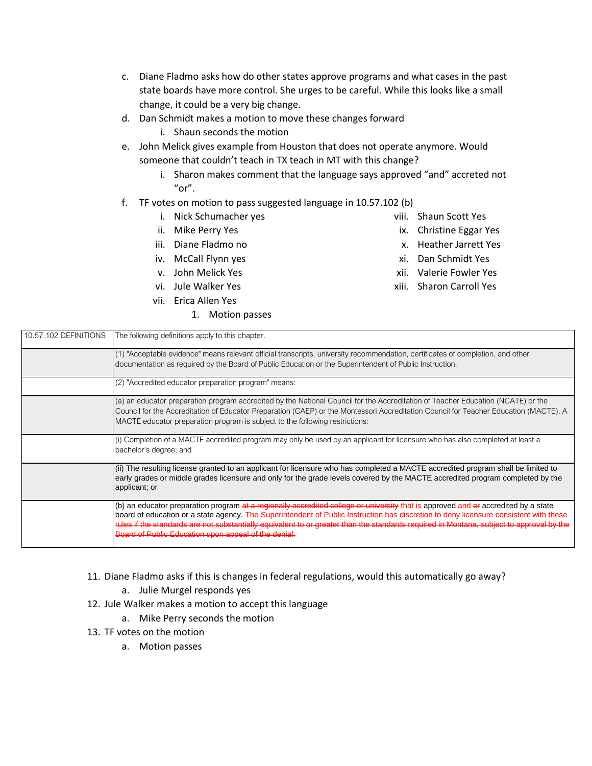c. Diane Fladmo asks how do other states approve programs and what cases in the past state boards have more control. She urges to be careful. While this looks like a small change, it could be a very big change.

d. Dan Schmidt makes a motion to move these changes forward
    i. Shaun seconds the motion

e. John Melick gives example from Houston that does not operate anymore. Would someone that couldn't teach in TX teach in MT with this change?
    i. Sharon makes comment that the language says approved "and" accreted not "or".

f. TF votes on motion to pass suggested language in 10.57.102 (b)
    i. Nick Schumacher yes
    ii. Mike Perry Yes
    iii. Diane Fladmo no
    iv. McCall Flynn yes
    v. John Melick Yes
    vi. Jule Walker Yes
    vii. Erica Allen Yes
    viii. Shaun Scott Yes
    ix. Christine Eggar Yes
    x. Heather Jarrett Yes
    xi. Dan Schmidt Yes
    xii. Valerie Fowler Yes
    xiii. Sharon Carroll Yes
        1. Motion passes

| 10.57.102 DEFINITIONS | The following definitions apply to this chapter. |
|---|---|
| | (1) "Acceptable evidence" means relevant official transcripts, university recommendation, certificates of completion, and other documentation as required by the Board of Public Education or the Superintendent of Public Instruction. |
| | (2) "Accredited educator preparation program" means: |
| | (a) an educator preparation program accredited by the National Council for the Accreditation of Teacher Education (NCATE) or the Council for the Accreditation of Educator Preparation (CAEP) or the Montessori Accreditation Council for Teacher Education (MACTE). A MACTE educator preparation program is subject to the following restrictions: |
| | (i) Completion of a MACTE accredited program may only be used by an applicant for licensure who has also completed at least a bachelor's degree; and |
| | (ii) The resulting license granted to an applicant for licensure who has completed a MACTE accredited program shall be limited to early grades or middle grades licensure and only for the grade levels covered by the MACTE accredited program completed by the applicant; or |
| | (b) an educator preparation program ~~at a regionally accredited college or university~~ that is approved and ~~or~~ accredited by a state board of education or a state agency. ~~The Superintendent of Public Instruction has discretion to deny licensure consistent with these rules if the standards are not substantially equivalent to or greater than the standards required in Montana, subject to approval by the Board of Public Education upon appeal of the denial.~~ |

11. Diane Fladmo asks if this is changes in federal regulations, would this automatically go away?
    a. Julie Murgel responds yes
12. Jule Walker makes a motion to accept this language
    a. Mike Perry seconds the motion
13. TF votes on the motion
    a. Motion passes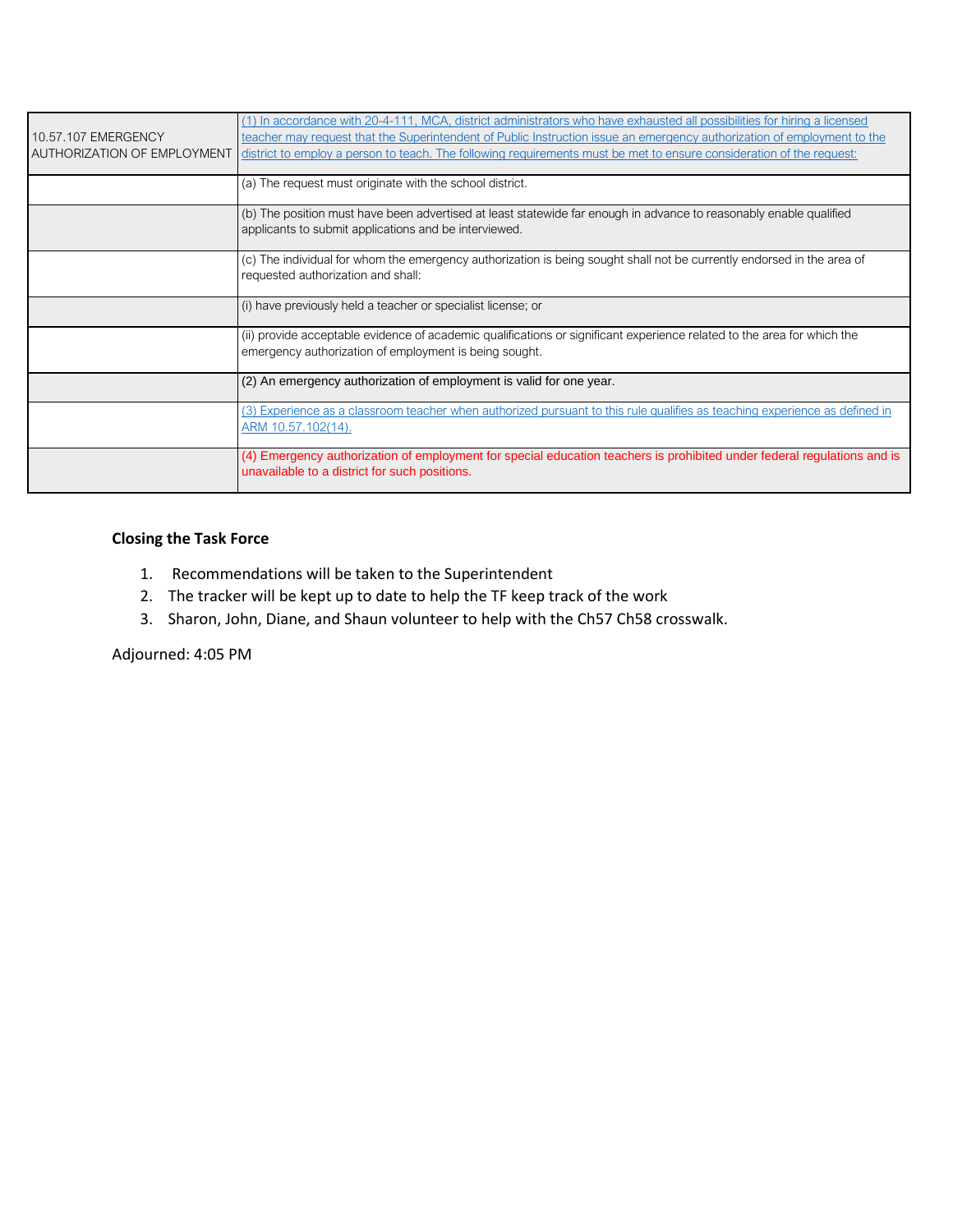| | |
|---|---|
| 10.57.107 EMERGENCY AUTHORIZATION OF EMPLOYMENT | (1) In accordance with 20-4-111, MCA, district administrators who have exhausted all possibilities for hiring a licensed teacher may request that the Superintendent of Public Instruction issue an emergency authorization of employment to the district to employ a person to teach. The following requirements must be met to ensure consideration of the request: |
| | (a) The request must originate with the school district. |
| | (b) The position must have been advertised at least statewide far enough in advance to reasonably enable qualified applicants to submit applications and be interviewed. |
| | (c) The individual for whom the emergency authorization is being sought shall not be currently endorsed in the area of requested authorization and shall: |
| | (i) have previously held a teacher or specialist license; or |
| | (ii) provide acceptable evidence of academic qualifications or significant experience related to the area for which the emergency authorization of employment is being sought. |
| | (2) An emergency authorization of employment is valid for one year. |
| | (3) Experience as a classroom teacher when authorized pursuant to this rule qualifies as teaching experience as defined in ARM 10.57.102(14). |
| | (4) Emergency authorization of employment for special education teachers is prohibited under federal regulations and is unavailable to a district for such positions. |

**Closing the Task Force**

1. Recommendations will be taken to the Superintendent
2. The tracker will be kept up to date to help the TF keep track of the work
3. Sharon, John, Diane, and Shaun volunteer to help with the Ch57 Ch58 crosswalk.

Adjourned: 4:05 PM